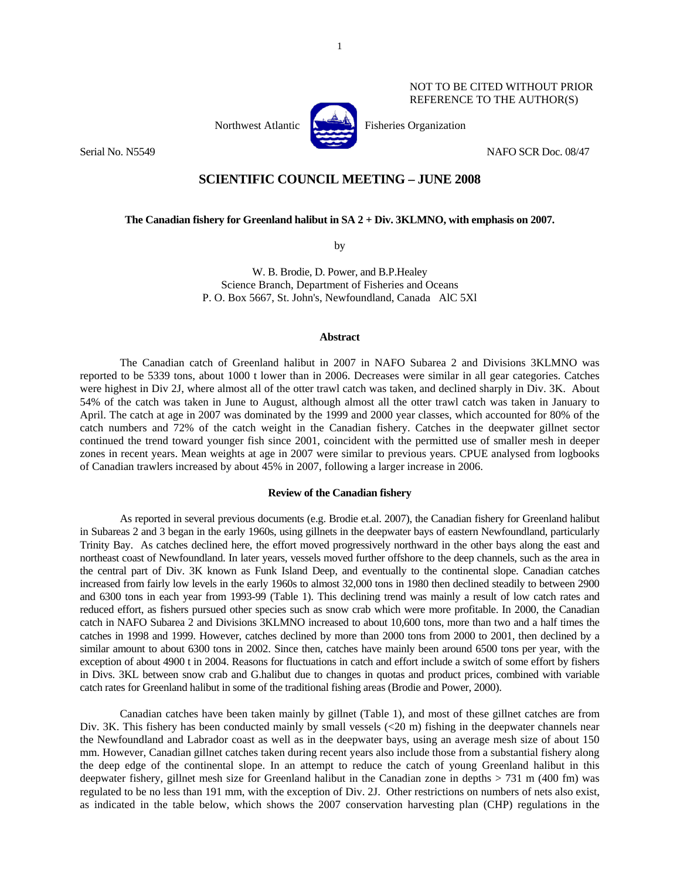NOT TO BE CITED WITHOUT PRIOR REFERENCE TO THE AUTHOR(S)

Northwest Atlantic Fisheries Organization

Serial No. N5549 NAFO SCR Doc. 08/47

# SCIENTIFIC COUNCIL MEETING – JUNE 2008

**The Canadian fishery for Greenland halibut in SA 2 + Div. 3KLMNO, with emphasis on 2007.**

by

W. B. Brodie, D. Power, and B.P.Healey
Science Branch, Department of Fisheries and Oceans
P. O. Box 5667, St. John's, Newfoundland, Canada AlC 5Xl

## Abstract

The Canadian catch of Greenland halibut in 2007 in NAFO Subarea 2 and Divisions 3KLMNO was reported to be 5339 tons, about 1000 t lower than in 2006. Decreases were similar in all gear categories. Catches were highest in Div 2J, where almost all of the otter trawl catch was taken, and declined sharply in Div. 3K. About 54% of the catch was taken in June to August, although almost all the otter trawl catch was taken in January to April. The catch at age in 2007 was dominated by the 1999 and 2000 year classes, which accounted for 80% of the catch numbers and 72% of the catch weight in the Canadian fishery. Catches in the deepwater gillnet sector continued the trend toward younger fish since 2001, coincident with the permitted use of smaller mesh in deeper zones in recent years. Mean weights at age in 2007 were similar to previous years. CPUE analysed from logbooks of Canadian trawlers increased by about 45% in 2007, following a larger increase in 2006.

## Review of the Canadian fishery

As reported in several previous documents (e.g. Brodie et.al. 2007), the Canadian fishery for Greenland halibut in Subareas 2 and 3 began in the early 1960s, using gillnets in the deepwater bays of eastern Newfoundland, particularly Trinity Bay. As catches declined here, the effort moved progressively northward in the other bays along the east and northeast coast of Newfoundland. In later years, vessels moved further offshore to the deep channels, such as the area in the central part of Div. 3K known as Funk Island Deep, and eventually to the continental slope. Canadian catches increased from fairly low levels in the early 1960s to almost 32,000 tons in 1980 then declined steadily to between 2900 and 6300 tons in each year from 1993-99 (Table 1). This declining trend was mainly a result of low catch rates and reduced effort, as fishers pursued other species such as snow crab which were more profitable. In 2000, the Canadian catch in NAFO Subarea 2 and Divisions 3KLMNO increased to about 10,600 tons, more than two and a half times the catches in 1998 and 1999. However, catches declined by more than 2000 tons from 2000 to 2001, then declined by a similar amount to about 6300 tons in 2002. Since then, catches have mainly been around 6500 tons per year, with the exception of about 4900 t in 2004. Reasons for fluctuations in catch and effort include a switch of some effort by fishers in Divs. 3KL between snow crab and G.halibut due to changes in quotas and product prices, combined with variable catch rates for Greenland halibut in some of the traditional fishing areas (Brodie and Power, 2000).

Canadian catches have been taken mainly by gillnet (Table 1), and most of these gillnet catches are from Div. 3K. This fishery has been conducted mainly by small vessels (<20 m) fishing in the deepwater channels near the Newfoundland and Labrador coast as well as in the deepwater bays, using an average mesh size of about 150 mm. However, Canadian gillnet catches taken during recent years also include those from a substantial fishery along the deep edge of the continental slope. In an attempt to reduce the catch of young Greenland halibut in this deepwater fishery, gillnet mesh size for Greenland halibut in the Canadian zone in depths > 731 m (400 fm) was regulated to be no less than 191 mm, with the exception of Div. 2J. Other restrictions on numbers of nets also exist, as indicated in the table below, which shows the 2007 conservation harvesting plan (CHP) regulations in the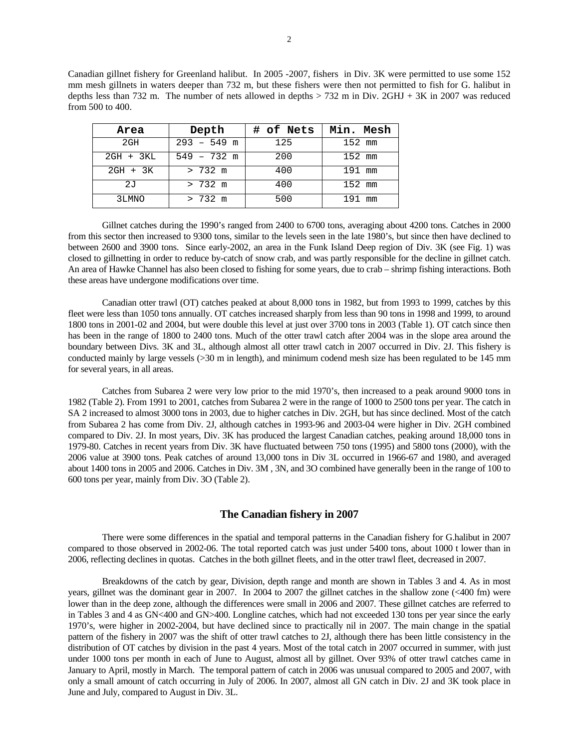Canadian gillnet fishery for Greenland halibut. In 2005 -2007, fishers in Div. 3K were permitted to use some 152 mm mesh gillnets in waters deeper than 732 m, but these fishers were then not permitted to fish for G. halibut in depths less than 732 m. The number of nets allowed in depths > 732 m in Div. 2GHJ + 3K in 2007 was reduced from 500 to 400.

| Area | Depth | # of Nets | Min. Mesh |
|---|---|---|---|
| 2GH | 293 – 549 m | 125 | 152 mm |
| 2GH + 3KL | 549 – 732 m | 200 | 152 mm |
| 2GH + 3K | > 732 m | 400 | 191 mm |
| 2J | > 732 m | 400 | 152 mm |
| 3LMNO | > 732 m | 500 | 191 mm |

Gillnet catches during the 1990's ranged from 2400 to 6700 tons, averaging about 4200 tons. Catches in 2000 from this sector then increased to 9300 tons, similar to the levels seen in the late 1980's, but since then have declined to between 2600 and 3900 tons. Since early-2002, an area in the Funk Island Deep region of Div. 3K (see Fig. 1) was closed to gillnetting in order to reduce by-catch of snow crab, and was partly responsible for the decline in gillnet catch. An area of Hawke Channel has also been closed to fishing for some years, due to crab – shrimp fishing interactions. Both these areas have undergone modifications over time.

Canadian otter trawl (OT) catches peaked at about 8,000 tons in 1982, but from 1993 to 1999, catches by this fleet were less than 1050 tons annually. OT catches increased sharply from less than 90 tons in 1998 and 1999, to around 1800 tons in 2001-02 and 2004, but were double this level at just over 3700 tons in 2003 (Table 1). OT catch since then has been in the range of 1800 to 2400 tons. Much of the otter trawl catch after 2004 was in the slope area around the boundary between Divs. 3K and 3L, although almost all otter trawl catch in 2007 occurred in Div. 2J. This fishery is conducted mainly by large vessels (>30 m in length), and minimum codend mesh size has been regulated to be 145 mm for several years, in all areas.

Catches from Subarea 2 were very low prior to the mid 1970's, then increased to a peak around 9000 tons in 1982 (Table 2). From 1991 to 2001, catches from Subarea 2 were in the range of 1000 to 2500 tons per year. The catch in SA 2 increased to almost 3000 tons in 2003, due to higher catches in Div. 2GH, but has since declined. Most of the catch from Subarea 2 has come from Div. 2J, although catches in 1993-96 and 2003-04 were higher in Div. 2GH combined compared to Div. 2J. In most years, Div. 3K has produced the largest Canadian catches, peaking around 18,000 tons in 1979-80. Catches in recent years from Div. 3K have fluctuated between 750 tons (1995) and 5800 tons (2000), with the 2006 value at 3900 tons. Peak catches of around 13,000 tons in Div 3L occurred in 1966-67 and 1980, and averaged about 1400 tons in 2005 and 2006. Catches in Div. 3M , 3N, and 3O combined have generally been in the range of 100 to 600 tons per year, mainly from Div. 3O (Table 2).

## The Canadian fishery in 2007

There were some differences in the spatial and temporal patterns in the Canadian fishery for G.halibut in 2007 compared to those observed in 2002-06. The total reported catch was just under 5400 tons, about 1000 t lower than in 2006, reflecting declines in quotas. Catches in the both gillnet fleets, and in the otter trawl fleet, decreased in 2007.

Breakdowns of the catch by gear, Division, depth range and month are shown in Tables 3 and 4. As in most years, gillnet was the dominant gear in 2007. In 2004 to 2007 the gillnet catches in the shallow zone (<400 fm) were lower than in the deep zone, although the differences were small in 2006 and 2007. These gillnet catches are referred to in Tables 3 and 4 as GN<400 and GN>400. Longline catches, which had not exceeded 130 tons per year since the early 1970's, were higher in 2002-2004, but have declined since to practically nil in 2007. The main change in the spatial pattern of the fishery in 2007 was the shift of otter trawl catches to 2J, although there has been little consistency in the distribution of OT catches by division in the past 4 years. Most of the total catch in 2007 occurred in summer, with just under 1000 tons per month in each of June to August, almost all by gillnet. Over 93% of otter trawl catches came in January to April, mostly in March. The temporal pattern of catch in 2006 was unusual compared to 2005 and 2007, with only a small amount of catch occurring in July of 2006. In 2007, almost all GN catch in Div. 2J and 3K took place in June and July, compared to August in Div. 3L.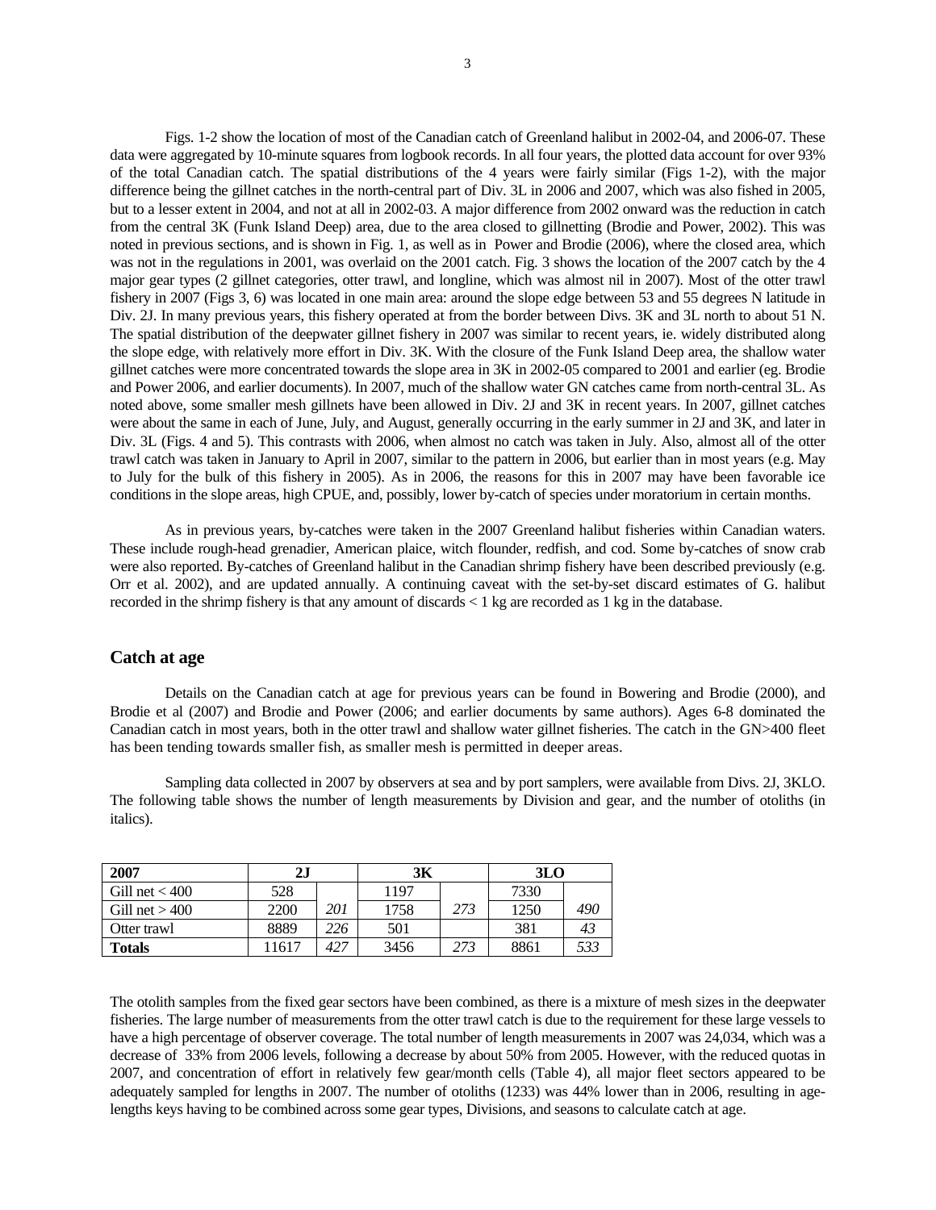Figs. 1-2 show the location of most of the Canadian catch of Greenland halibut in 2002-04, and 2006-07. These data were aggregated by 10-minute squares from logbook records. In all four years, the plotted data account for over 93% of the total Canadian catch. The spatial distributions of the 4 years were fairly similar (Figs 1-2), with the major difference being the gillnet catches in the north-central part of Div. 3L in 2006 and 2007, which was also fished in 2005, but to a lesser extent in 2004, and not at all in 2002-03. A major difference from 2002 onward was the reduction in catch from the central 3K (Funk Island Deep) area, due to the area closed to gillnetting (Brodie and Power, 2002). This was noted in previous sections, and is shown in Fig. 1, as well as in Power and Brodie (2006), where the closed area, which was not in the regulations in 2001, was overlaid on the 2001 catch. Fig. 3 shows the location of the 2007 catch by the 4 major gear types (2 gillnet categories, otter trawl, and longline, which was almost nil in 2007). Most of the otter trawl fishery in 2007 (Figs 3, 6) was located in one main area: around the slope edge between 53 and 55 degrees N latitude in Div. 2J. In many previous years, this fishery operated at from the border between Divs. 3K and 3L north to about 51 N. The spatial distribution of the deepwater gillnet fishery in 2007 was similar to recent years, ie. widely distributed along the slope edge, with relatively more effort in Div. 3K. With the closure of the Funk Island Deep area, the shallow water gillnet catches were more concentrated towards the slope area in 3K in 2002-05 compared to 2001 and earlier (eg. Brodie and Power 2006, and earlier documents). In 2007, much of the shallow water GN catches came from north-central 3L. As noted above, some smaller mesh gillnets have been allowed in Div. 2J and 3K in recent years. In 2007, gillnet catches were about the same in each of June, July, and August, generally occurring in the early summer in 2J and 3K, and later in Div. 3L (Figs. 4 and 5). This contrasts with 2006, when almost no catch was taken in July. Also, almost all of the otter trawl catch was taken in January to April in 2007, similar to the pattern in 2006, but earlier than in most years (e.g. May to July for the bulk of this fishery in 2005). As in 2006, the reasons for this in 2007 may have been favorable ice conditions in the slope areas, high CPUE, and, possibly, lower by-catch of species under moratorium in certain months.

As in previous years, by-catches were taken in the 2007 Greenland halibut fisheries within Canadian waters. These include rough-head grenadier, American plaice, witch flounder, redfish, and cod. Some by-catches of snow crab were also reported. By-catches of Greenland halibut in the Canadian shrimp fishery have been described previously (e.g. Orr et al. 2002), and are updated annually. A continuing caveat with the set-by-set discard estimates of G. halibut recorded in the shrimp fishery is that any amount of discards < 1 kg are recorded as 1 kg in the database.

## Catch at age

Details on the Canadian catch at age for previous years can be found in Bowering and Brodie (2000), and Brodie et al (2007) and Brodie and Power (2006; and earlier documents by same authors). Ages 6-8 dominated the Canadian catch in most years, both in the otter trawl and shallow water gillnet fisheries. The catch in the GN>400 fleet has been tending towards smaller fish, as smaller mesh is permitted in deeper areas.

Sampling data collected in 2007 by observers at sea and by port samplers, were available from Divs. 2J, 3KLO. The following table shows the number of length measurements by Division and gear, and the number of otoliths (in italics).

| 2007 | 2J | | 3K | | 3LO | |
|---|---|---|---|---|---|---|
| Gill net < 400 | 528 | | 1197 | | 7330 | |
| Gill net > 400 | 2200 | *201* | 1758 | *273* | 1250 | *490* |
| Otter trawl | 8889 | *226* | 501 | | 381 | *43* |
| **Totals** | 11617 | *427* | 3456 | *273* | 8861 | *533* |

The otolith samples from the fixed gear sectors have been combined, as there is a mixture of mesh sizes in the deepwater fisheries. The large number of measurements from the otter trawl catch is due to the requirement for these large vessels to have a high percentage of observer coverage. The total number of length measurements in 2007 was 24,034, which was a decrease of 33% from 2006 levels, following a decrease by about 50% from 2005. However, with the reduced quotas in 2007, and concentration of effort in relatively few gear/month cells (Table 4), all major fleet sectors appeared to be adequately sampled for lengths in 2007. The number of otoliths (1233) was 44% lower than in 2006, resulting in age-lengths keys having to be combined across some gear types, Divisions, and seasons to calculate catch at age.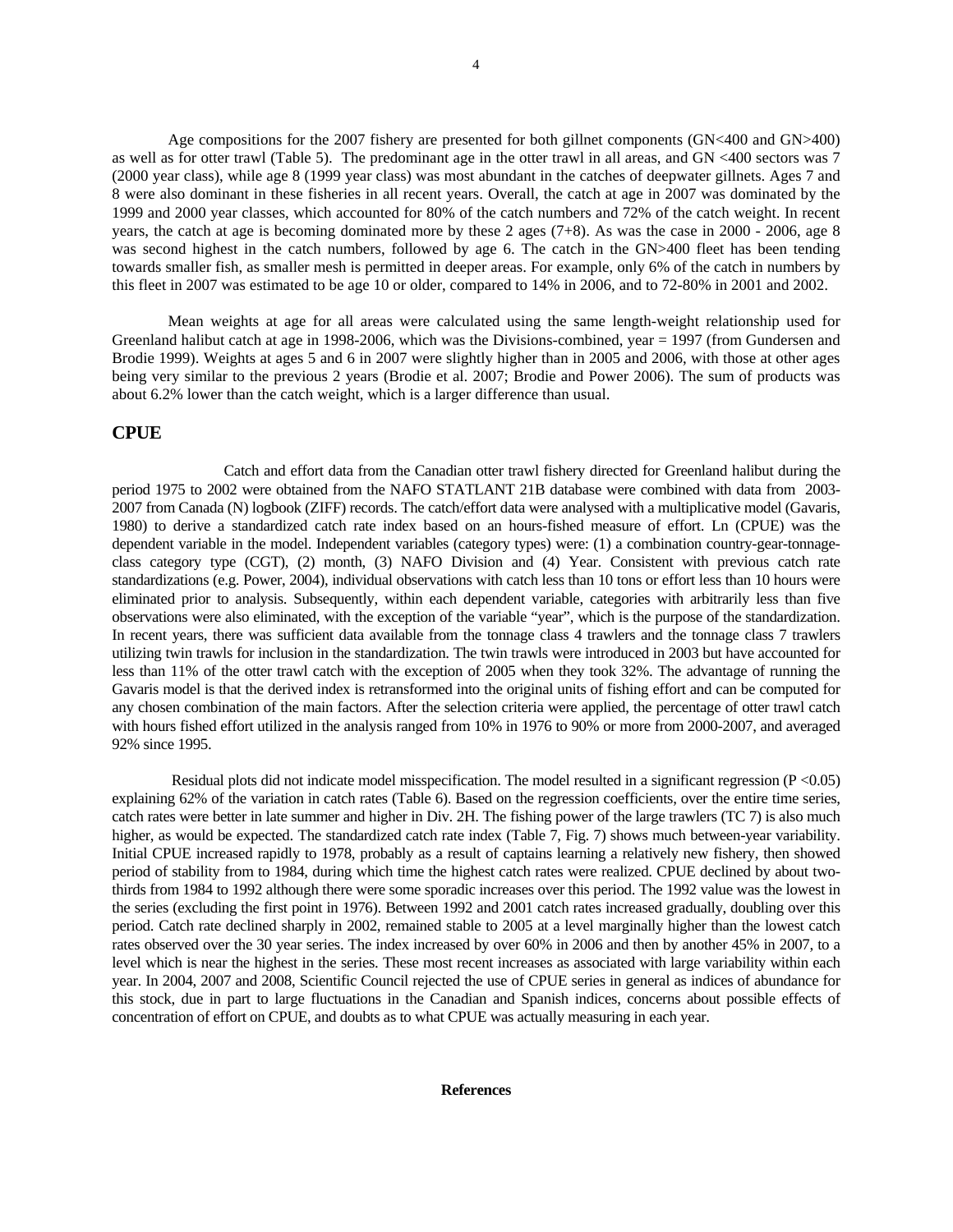Age compositions for the 2007 fishery are presented for both gillnet components (GN<400 and GN>400) as well as for otter trawl (Table 5). The predominant age in the otter trawl in all areas, and GN <400 sectors was 7 (2000 year class), while age 8 (1999 year class) was most abundant in the catches of deepwater gillnets. Ages 7 and 8 were also dominant in these fisheries in all recent years. Overall, the catch at age in 2007 was dominated by the 1999 and 2000 year classes, which accounted for 80% of the catch numbers and 72% of the catch weight. In recent years, the catch at age is becoming dominated more by these 2 ages (7+8). As was the case in 2000 - 2006, age 8 was second highest in the catch numbers, followed by age 6. The catch in the GN>400 fleet has been tending towards smaller fish, as smaller mesh is permitted in deeper areas. For example, only 6% of the catch in numbers by this fleet in 2007 was estimated to be age 10 or older, compared to 14% in 2006, and to 72-80% in 2001 and 2002.

Mean weights at age for all areas were calculated using the same length-weight relationship used for Greenland halibut catch at age in 1998-2006, which was the Divisions-combined, year = 1997 (from Gundersen and Brodie 1999). Weights at ages 5 and 6 in 2007 were slightly higher than in 2005 and 2006, with those at other ages being very similar to the previous 2 years (Brodie et al. 2007; Brodie and Power 2006). The sum of products was about 6.2% lower than the catch weight, which is a larger difference than usual.

## CPUE

Catch and effort data from the Canadian otter trawl fishery directed for Greenland halibut during the period 1975 to 2002 were obtained from the NAFO STATLANT 21B database were combined with data from 2003-2007 from Canada (N) logbook (ZIFF) records. The catch/effort data were analysed with a multiplicative model (Gavaris, 1980) to derive a standardized catch rate index based on an hours-fished measure of effort. Ln (CPUE) was the dependent variable in the model. Independent variables (category types) were: (1) a combination country-gear-tonnage-class category type (CGT), (2) month, (3) NAFO Division and (4) Year. Consistent with previous catch rate standardizations (e.g. Power, 2004), individual observations with catch less than 10 tons or effort less than 10 hours were eliminated prior to analysis. Subsequently, within each dependent variable, categories with arbitrarily less than five observations were also eliminated, with the exception of the variable "year", which is the purpose of the standardization. In recent years, there was sufficient data available from the tonnage class 4 trawlers and the tonnage class 7 trawlers utilizing twin trawls for inclusion in the standardization. The twin trawls were introduced in 2003 but have accounted for less than 11% of the otter trawl catch with the exception of 2005 when they took 32%. The advantage of running the Gavaris model is that the derived index is retransformed into the original units of fishing effort and can be computed for any chosen combination of the main factors. After the selection criteria were applied, the percentage of otter trawl catch with hours fished effort utilized in the analysis ranged from 10% in 1976 to 90% or more from 2000-2007, and averaged 92% since 1995.

Residual plots did not indicate model misspecification. The model resulted in a significant regression ($P < 0.05$) explaining 62% of the variation in catch rates (Table 6). Based on the regression coefficients, over the entire time series, catch rates were better in late summer and higher in Div. 2H. The fishing power of the large trawlers (TC 7) is also much higher, as would be expected. The standardized catch rate index (Table 7, Fig. 7) shows much between-year variability. Initial CPUE increased rapidly to 1978, probably as a result of captains learning a relatively new fishery, then showed period of stability from to 1984, during which time the highest catch rates were realized. CPUE declined by about two-thirds from 1984 to 1992 although there were some sporadic increases over this period. The 1992 value was the lowest in the series (excluding the first point in 1976). Between 1992 and 2001 catch rates increased gradually, doubling over this period. Catch rate declined sharply in 2002, remained stable to 2005 at a level marginally higher than the lowest catch rates observed over the 30 year series. The index increased by over 60% in 2006 and then by another 45% in 2007, to a level which is near the highest in the series. These most recent increases as associated with large variability within each year. In 2004, 2007 and 2008, Scientific Council rejected the use of CPUE series in general as indices of abundance for this stock, due in part to large fluctuations in the Canadian and Spanish indices, concerns about possible effects of concentration of effort on CPUE, and doubts as to what CPUE was actually measuring in each year.

**References**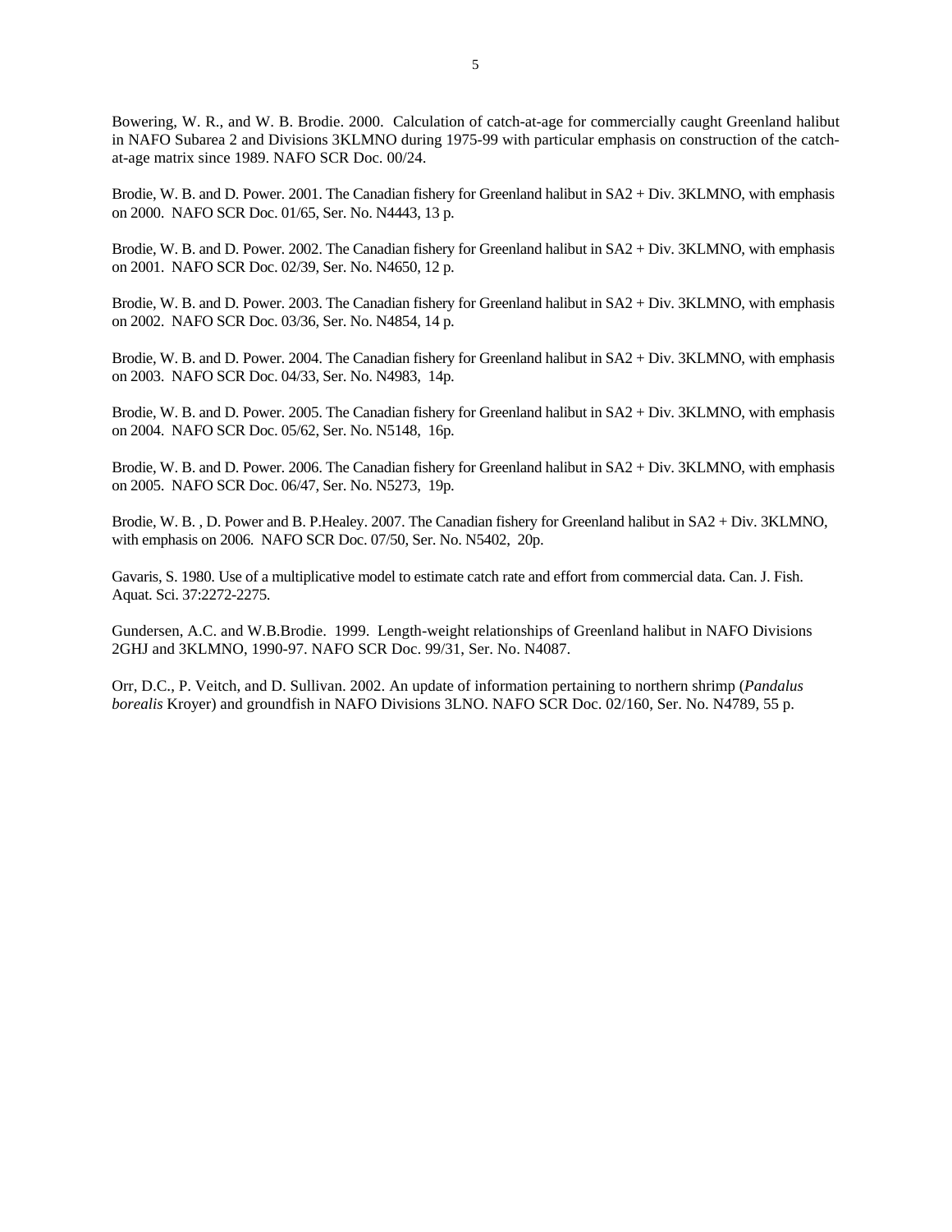Bowering, W. R., and W. B. Brodie. 2000. Calculation of catch-at-age for commercially caught Greenland halibut in NAFO Subarea 2 and Divisions 3KLMNO during 1975-99 with particular emphasis on construction of the catch-at-age matrix since 1989. NAFO SCR Doc. 00/24.

Brodie, W. B. and D. Power. 2001. The Canadian fishery for Greenland halibut in SA2 + Div. 3KLMNO, with emphasis on 2000. NAFO SCR Doc. 01/65, Ser. No. N4443, 13 p.

Brodie, W. B. and D. Power. 2002. The Canadian fishery for Greenland halibut in SA2 + Div. 3KLMNO, with emphasis on 2001. NAFO SCR Doc. 02/39, Ser. No. N4650, 12 p.

Brodie, W. B. and D. Power. 2003. The Canadian fishery for Greenland halibut in SA2 + Div. 3KLMNO, with emphasis on 2002. NAFO SCR Doc. 03/36, Ser. No. N4854, 14 p.

Brodie, W. B. and D. Power. 2004. The Canadian fishery for Greenland halibut in SA2 + Div. 3KLMNO, with emphasis on 2003. NAFO SCR Doc. 04/33, Ser. No. N4983, 14p.

Brodie, W. B. and D. Power. 2005. The Canadian fishery for Greenland halibut in SA2 + Div. 3KLMNO, with emphasis on 2004. NAFO SCR Doc. 05/62, Ser. No. N5148, 16p.

Brodie, W. B. and D. Power. 2006. The Canadian fishery for Greenland halibut in SA2 + Div. 3KLMNO, with emphasis on 2005. NAFO SCR Doc. 06/47, Ser. No. N5273, 19p.

Brodie, W. B. , D. Power and B. P.Healey. 2007. The Canadian fishery for Greenland halibut in SA2 + Div. 3KLMNO, with emphasis on 2006. NAFO SCR Doc. 07/50, Ser. No. N5402, 20p.

Gavaris, S. 1980. Use of a multiplicative model to estimate catch rate and effort from commercial data. Can. J. Fish. Aquat. Sci. 37:2272-2275.

Gundersen, A.C. and W.B.Brodie. 1999. Length-weight relationships of Greenland halibut in NAFO Divisions 2GHJ and 3KLMNO, 1990-97. NAFO SCR Doc. 99/31, Ser. No. N4087.

Orr, D.C., P. Veitch, and D. Sullivan. 2002. An update of information pertaining to northern shrimp (*Pandalus borealis* Kroyer) and groundfish in NAFO Divisions 3LNO. NAFO SCR Doc. 02/160, Ser. No. N4789, 55 p.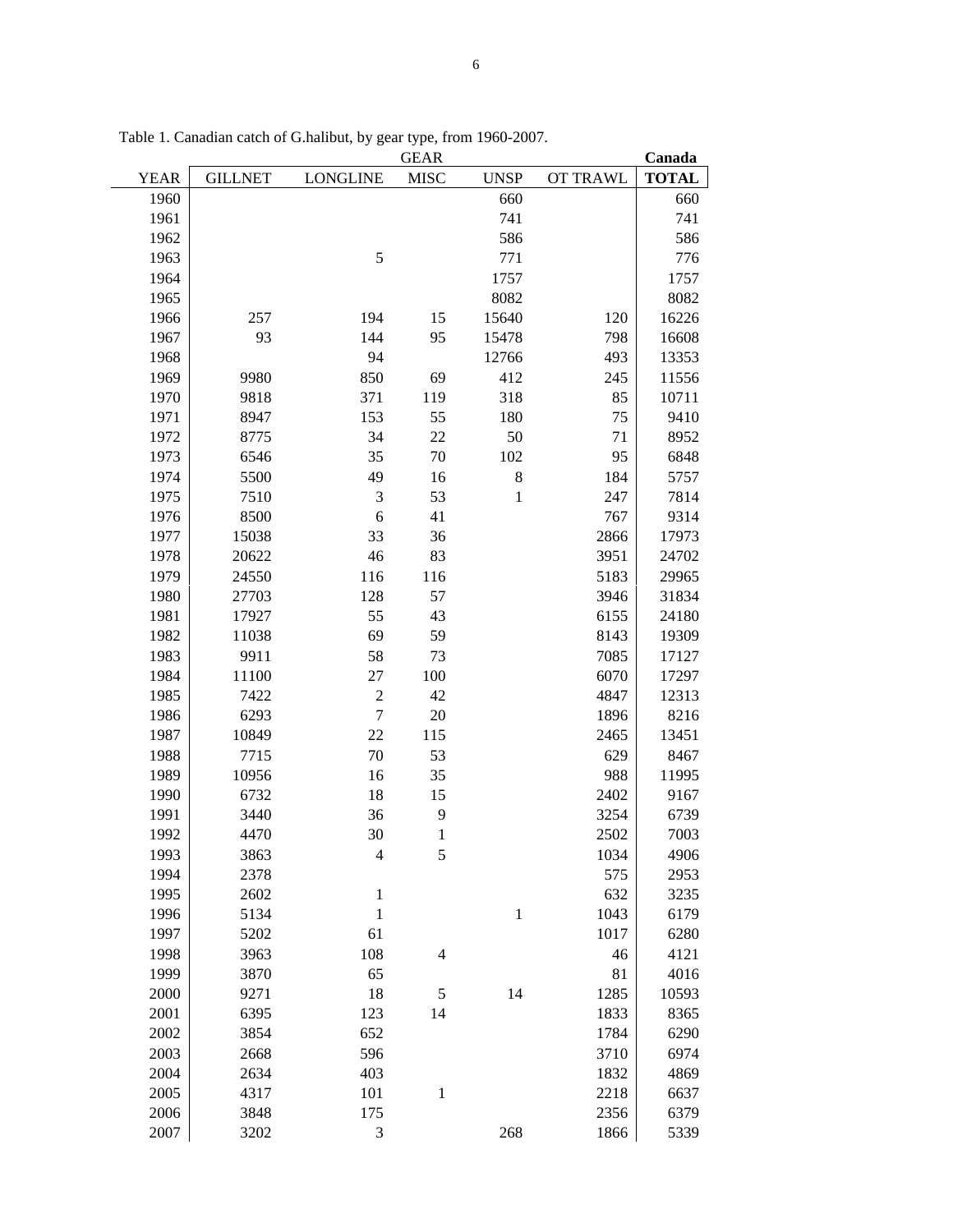Table 1. Canadian catch of G.halibut, by gear type, from 1960-2007.

| | GEAR | | | | | Canada |
|---|---|---|---|---|---|---|
| YEAR | GILLNET | LONGLINE | MISC | UNSP | OT TRAWL | **TOTAL** |
| 1960 | | | | 660 | | 660 |
| 1961 | | | | 741 | | 741 |
| 1962 | | | | 586 | | 586 |
| 1963 | | 5 | | 771 | | 776 |
| 1964 | | | | 1757 | | 1757 |
| 1965 | | | | 8082 | | 8082 |
| 1966 | 257 | 194 | 15 | 15640 | 120 | 16226 |
| 1967 | 93 | 144 | 95 | 15478 | 798 | 16608 |
| 1968 | | 94 | | 12766 | 493 | 13353 |
| 1969 | 9980 | 850 | 69 | 412 | 245 | 11556 |
| 1970 | 9818 | 371 | 119 | 318 | 85 | 10711 |
| 1971 | 8947 | 153 | 55 | 180 | 75 | 9410 |
| 1972 | 8775 | 34 | 22 | 50 | 71 | 8952 |
| 1973 | 6546 | 35 | 70 | 102 | 95 | 6848 |
| 1974 | 5500 | 49 | 16 | 8 | 184 | 5757 |
| 1975 | 7510 | 3 | 53 | 1 | 247 | 7814 |
| 1976 | 8500 | 6 | 41 | | 767 | 9314 |
| 1977 | 15038 | 33 | 36 | | 2866 | 17973 |
| 1978 | 20622 | 46 | 83 | | 3951 | 24702 |
| 1979 | 24550 | 116 | 116 | | 5183 | 29965 |
| 1980 | 27703 | 128 | 57 | | 3946 | 31834 |
| 1981 | 17927 | 55 | 43 | | 6155 | 24180 |
| 1982 | 11038 | 69 | 59 | | 8143 | 19309 |
| 1983 | 9911 | 58 | 73 | | 7085 | 17127 |
| 1984 | 11100 | 27 | 100 | | 6070 | 17297 |
| 1985 | 7422 | 2 | 42 | | 4847 | 12313 |
| 1986 | 6293 | 7 | 20 | | 1896 | 8216 |
| 1987 | 10849 | 22 | 115 | | 2465 | 13451 |
| 1988 | 7715 | 70 | 53 | | 629 | 8467 |
| 1989 | 10956 | 16 | 35 | | 988 | 11995 |
| 1990 | 6732 | 18 | 15 | | 2402 | 9167 |
| 1991 | 3440 | 36 | 9 | | 3254 | 6739 |
| 1992 | 4470 | 30 | 1 | | 2502 | 7003 |
| 1993 | 3863 | 4 | 5 | | 1034 | 4906 |
| 1994 | 2378 | | | | 575 | 2953 |
| 1995 | 2602 | 1 | | | 632 | 3235 |
| 1996 | 5134 | 1 | | 1 | 1043 | 6179 |
| 1997 | 5202 | 61 | | | 1017 | 6280 |
| 1998 | 3963 | 108 | 4 | | 46 | 4121 |
| 1999 | 3870 | 65 | | | 81 | 4016 |
| 2000 | 9271 | 18 | 5 | 14 | 1285 | 10593 |
| 2001 | 6395 | 123 | 14 | | 1833 | 8365 |
| 2002 | 3854 | 652 | | | 1784 | 6290 |
| 2003 | 2668 | 596 | | | 3710 | 6974 |
| 2004 | 2634 | 403 | | | 1832 | 4869 |
| 2005 | 4317 | 101 | 1 | | 2218 | 6637 |
| 2006 | 3848 | 175 | | | 2356 | 6379 |
| 2007 | 3202 | 3 | | 268 | 1866 | 5339 |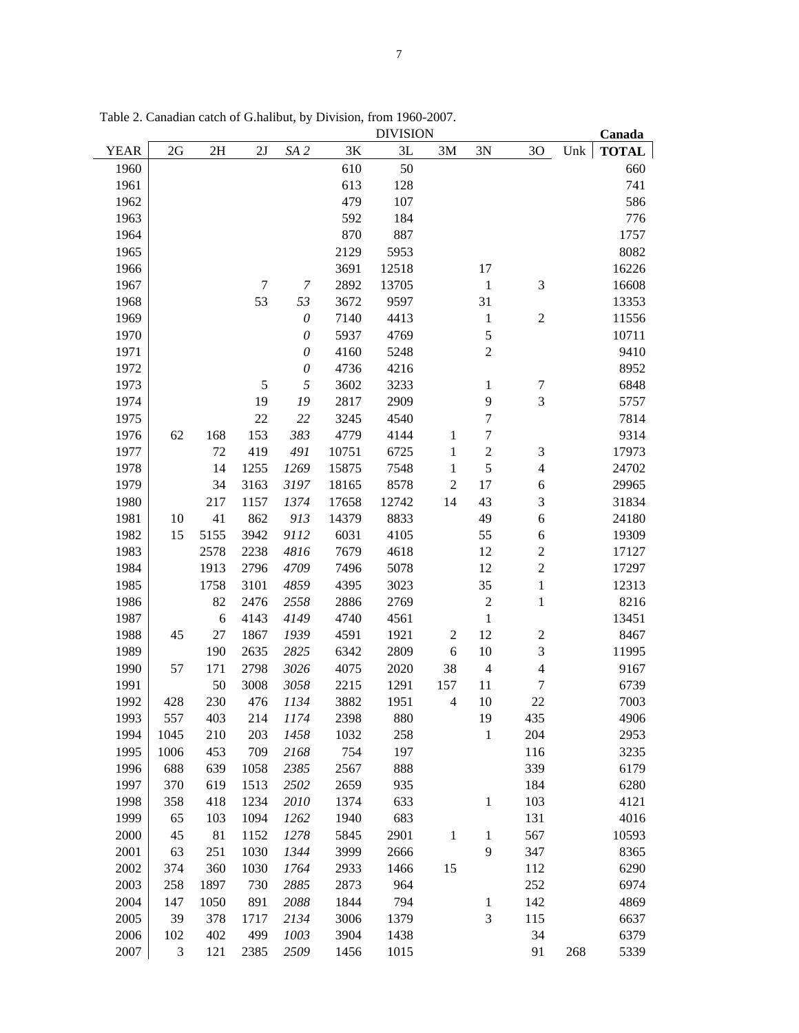Table 2. Canadian catch of G.halibut, by Division, from 1960-2007.

| | DIVISION | | | | | | | | | | Canada |
|---|---|---|---|---|---|---|---|---|---|---|---|
| YEAR | 2G | 2H | 2J | *SA 2* | 3K | 3L | 3M | 3N | 3O | Unk | **TOTAL** |
| 1960 | | | | | 610 | 50 | | | | | 660 |
| 1961 | | | | | 613 | 128 | | | | | 741 |
| 1962 | | | | | 479 | 107 | | | | | 586 |
| 1963 | | | | | 592 | 184 | | | | | 776 |
| 1964 | | | | | 870 | 887 | | | | | 1757 |
| 1965 | | | | | 2129 | 5953 | | | | | 8082 |
| 1966 | | | | | 3691 | 12518 | | 17 | | | 16226 |
| 1967 | | | 7 | *7* | 2892 | 13705 | | 1 | 3 | | 16608 |
| 1968 | | | 53 | *53* | 3672 | 9597 | | 31 | | | 13353 |
| 1969 | | | | *0* | 7140 | 4413 | | 1 | 2 | | 11556 |
| 1970 | | | | *0* | 5937 | 4769 | | 5 | | | 10711 |
| 1971 | | | | *0* | 4160 | 5248 | | 2 | | | 9410 |
| 1972 | | | | *0* | 4736 | 4216 | | | | | 8952 |
| 1973 | | | 5 | *5* | 3602 | 3233 | | 1 | 7 | | 6848 |
| 1974 | | | 19 | *19* | 2817 | 2909 | | 9 | 3 | | 5757 |
| 1975 | | | 22 | *22* | 3245 | 4540 | | 7 | | | 7814 |
| 1976 | 62 | 168 | 153 | *383* | 4779 | 4144 | 1 | 7 | | | 9314 |
| 1977 | | 72 | 419 | *491* | 10751 | 6725 | 1 | 2 | 3 | | 17973 |
| 1978 | | 14 | 1255 | *1269* | 15875 | 7548 | 1 | 5 | 4 | | 24702 |
| 1979 | | 34 | 3163 | *3197* | 18165 | 8578 | 2 | 17 | 6 | | 29965 |
| 1980 | | 217 | 1157 | *1374* | 17658 | 12742 | 14 | 43 | 3 | | 31834 |
| 1981 | 10 | 41 | 862 | *913* | 14379 | 8833 | | 49 | 6 | | 24180 |
| 1982 | 15 | 5155 | 3942 | *9112* | 6031 | 4105 | | 55 | 6 | | 19309 |
| 1983 | | 2578 | 2238 | *4816* | 7679 | 4618 | | 12 | 2 | | 17127 |
| 1984 | | 1913 | 2796 | *4709* | 7496 | 5078 | | 12 | 2 | | 17297 |
| 1985 | | 1758 | 3101 | *4859* | 4395 | 3023 | | 35 | 1 | | 12313 |
| 1986 | | 82 | 2476 | *2558* | 2886 | 2769 | | 2 | 1 | | 8216 |
| 1987 | | 6 | 4143 | *4149* | 4740 | 4561 | | 1 | | | 13451 |
| 1988 | 45 | 27 | 1867 | *1939* | 4591 | 1921 | 2 | 12 | 2 | | 8467 |
| 1989 | | 190 | 2635 | *2825* | 6342 | 2809 | 6 | 10 | 3 | | 11995 |
| 1990 | 57 | 171 | 2798 | *3026* | 4075 | 2020 | 38 | 4 | 4 | | 9167 |
| 1991 | | 50 | 3008 | *3058* | 2215 | 1291 | 157 | 11 | 7 | | 6739 |
| 1992 | 428 | 230 | 476 | *1134* | 3882 | 1951 | 4 | 10 | 22 | | 7003 |
| 1993 | 557 | 403 | 214 | *1174* | 2398 | 880 | | 19 | 435 | | 4906 |
| 1994 | 1045 | 210 | 203 | *1458* | 1032 | 258 | | 1 | 204 | | 2953 |
| 1995 | 1006 | 453 | 709 | *2168* | 754 | 197 | | | 116 | | 3235 |
| 1996 | 688 | 639 | 1058 | *2385* | 2567 | 888 | | | 339 | | 6179 |
| 1997 | 370 | 619 | 1513 | *2502* | 2659 | 935 | | | 184 | | 6280 |
| 1998 | 358 | 418 | 1234 | *2010* | 1374 | 633 | | 1 | 103 | | 4121 |
| 1999 | 65 | 103 | 1094 | *1262* | 1940 | 683 | | | 131 | | 4016 |
| 2000 | 45 | 81 | 1152 | *1278* | 5845 | 2901 | 1 | 1 | 567 | | 10593 |
| 2001 | 63 | 251 | 1030 | *1344* | 3999 | 2666 | | 9 | 347 | | 8365 |
| 2002 | 374 | 360 | 1030 | *1764* | 2933 | 1466 | 15 | | 112 | | 6290 |
| 2003 | 258 | 1897 | 730 | *2885* | 2873 | 964 | | | 252 | | 6974 |
| 2004 | 147 | 1050 | 891 | *2088* | 1844 | 794 | | 1 | 142 | | 4869 |
| 2005 | 39 | 378 | 1717 | *2134* | 3006 | 1379 | | 3 | 115 | | 6637 |
| 2006 | 102 | 402 | 499 | *1003* | 3904 | 1438 | | | 34 | | 6379 |
| 2007 | 3 | 121 | 2385 | *2509* | 1456 | 1015 | | | 91 | 268 | 5339 |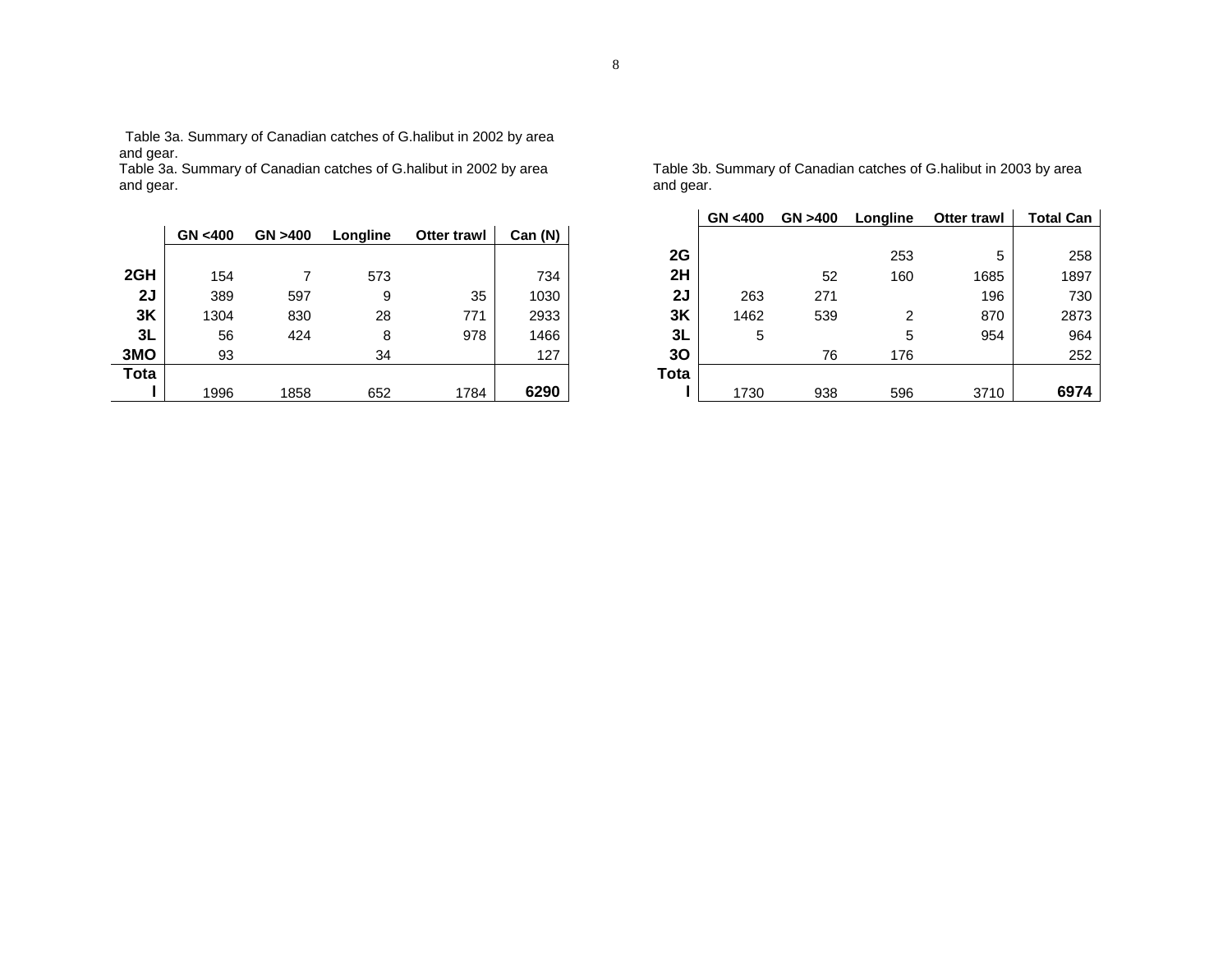Table 3a. Summary of Canadian catches of G.halibut in 2002 by area and gear.

Table 3a. Summary of Canadian catches of G.halibut in 2002 by area and gear.

| | GN <400 | GN >400 | Longline | Otter trawl | Can (N) |
|---|---|---|---|---|---|
| **2GH** | 154 | 7 | 573 | | 734 |
| **2J** | 389 | 597 | 9 | 35 | 1030 |
| **3K** | 1304 | 830 | 28 | 771 | 2933 |
| **3L** | 56 | 424 | 8 | 978 | 1466 |
| **3MO** | 93 | | 34 | | 127 |
| **Total** | 1996 | 1858 | 652 | 1784 | **6290** |

Table 3b. Summary of Canadian catches of G.halibut in 2003 by area and gear.

| | GN <400 | GN >400 | Longline | Otter trawl | Total Can |
|---|---|---|---|---|---|
| **2G** | | | 253 | 5 | 258 |
| **2H** | | 52 | 160 | 1685 | 1897 |
| **2J** | 263 | 271 | | 196 | 730 |
| **3K** | 1462 | 539 | 2 | 870 | 2873 |
| **3L** | 5 | | 5 | 954 | 964 |
| **3O** | | 76 | 176 | | 252 |
| **Total** | 1730 | 938 | 596 | 3710 | **6974** |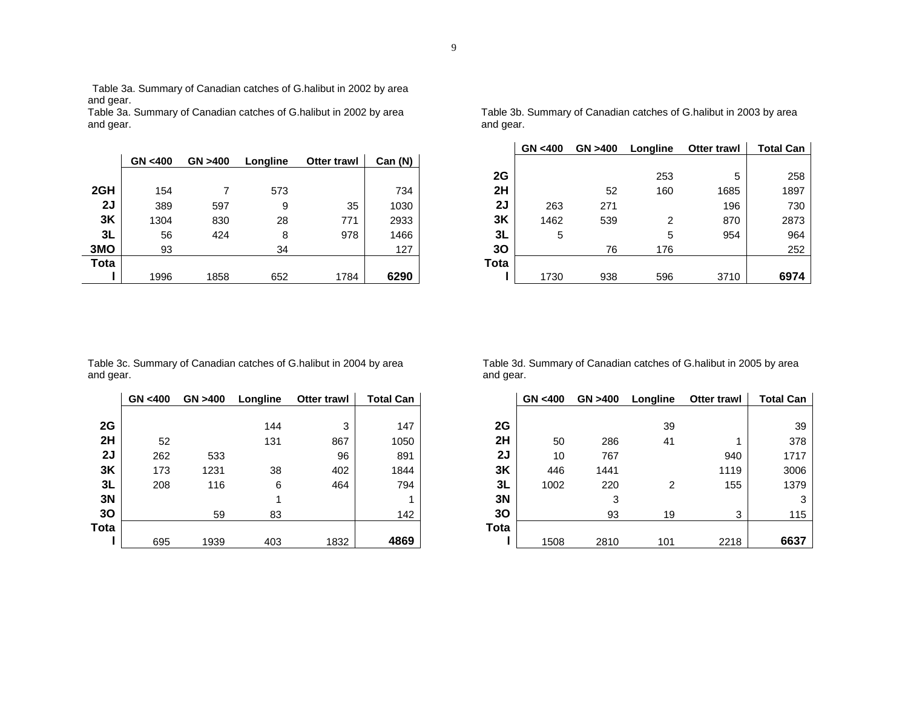Table 3a. Summary of Canadian catches of G.halibut in 2002 by area and gear.

Table 3a. Summary of Canadian catches of G.halibut in 2002 by area and gear.

| | GN <400 | GN >400 | Longline | Otter trawl | Can (N) |
|---|---|---|---|---|---|
| 2GH | 154 | 7 | 573 | | 734 |
| 2J | 389 | 597 | 9 | 35 | 1030 |
| 3K | 1304 | 830 | 28 | 771 | 2933 |
| 3L | 56 | 424 | 8 | 978 | 1466 |
| 3MO | 93 | | 34 | | 127 |
| Total | 1996 | 1858 | 652 | 1784 | **6290** |

Table 3b. Summary of Canadian catches of G.halibut in 2003 by area and gear.

| | GN <400 | GN >400 | Longline | Otter trawl | Total Can |
|---|---|---|---|---|---|
| 2G | | | 253 | 5 | 258 |
| 2H | | 52 | 160 | 1685 | 1897 |
| 2J | 263 | 271 | | 196 | 730 |
| 3K | 1462 | 539 | 2 | 870 | 2873 |
| 3L | 5 | | 5 | 954 | 964 |
| 3O | | 76 | 176 | | 252 |
| Total | 1730 | 938 | 596 | 3710 | **6974** |

Table 3c. Summary of Canadian catches of G.halibut in 2004 by area and gear.

| | GN <400 | GN >400 | Longline | Otter trawl | Total Can |
|---|---|---|---|---|---|
| 2G | | | 144 | 3 | 147 |
| 2H | 52 | | 131 | 867 | 1050 |
| 2J | 262 | 533 | | 96 | 891 |
| 3K | 173 | 1231 | 38 | 402 | 1844 |
| 3L | 208 | 116 | 6 | 464 | 794 |
| 3N | | | 1 | | 1 |
| 3O | | 59 | 83 | | 142 |
| Total | 695 | 1939 | 403 | 1832 | **4869** |

Table 3d. Summary of Canadian catches of G.halibut in 2005 by area and gear.

| | GN <400 | GN >400 | Longline | Otter trawl | Total Can |
|---|---|---|---|---|---|
| 2G | | | 39 | | 39 |
| 2H | 50 | 286 | 41 | 1 | 378 |
| 2J | 10 | 767 | | 940 | 1717 |
| 3K | 446 | 1441 | | 1119 | 3006 |
| 3L | 1002 | 220 | 2 | 155 | 1379 |
| 3N | | 3 | | | 3 |
| 3O | | 93 | 19 | 3 | 115 |
| Total | 1508 | 2810 | 101 | 2218 | **6637** |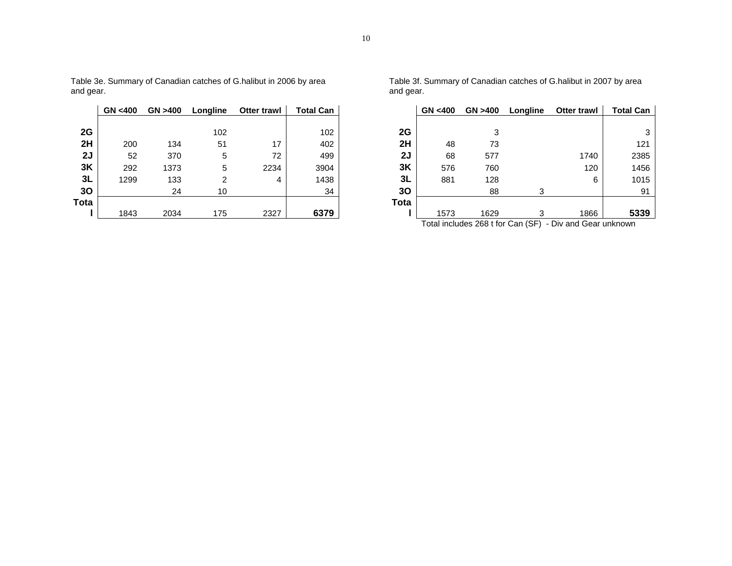Table 3e. Summary of Canadian catches of G.halibut in 2006 by area and gear.

| | GN <400 | GN >400 | Longline | Otter trawl | Total Can |
|---|---|---|---|---|---|
| 2G | | | 102 | | 102 |
| 2H | 200 | 134 | 51 | 17 | 402 |
| 2J | 52 | 370 | 5 | 72 | 499 |
| 3K | 292 | 1373 | 5 | 2234 | 3904 |
| 3L | 1299 | 133 | 2 | 4 | 1438 |
| 3O | | 24 | 10 | | 34 |
| Total | 1843 | 2034 | 175 | 2327 | **6379** |

Table 3f. Summary of Canadian catches of G.halibut in 2007 by area and gear.

| | GN <400 | GN >400 | Longline | Otter trawl | Total Can |
|---|---|---|---|---|---|
| 2G | | 3 | | | 3 |
| 2H | 48 | 73 | | | 121 |
| 2J | 68 | 577 | | 1740 | 2385 |
| 3K | 576 | 760 | | 120 | 1456 |
| 3L | 881 | 128 | | 6 | 1015 |
| 3O | | 88 | 3 | | 91 |
| Total | 1573 | 1629 | 3 | 1866 | **5339** |

Total includes 268 t for Can (SF) - Div and Gear unknown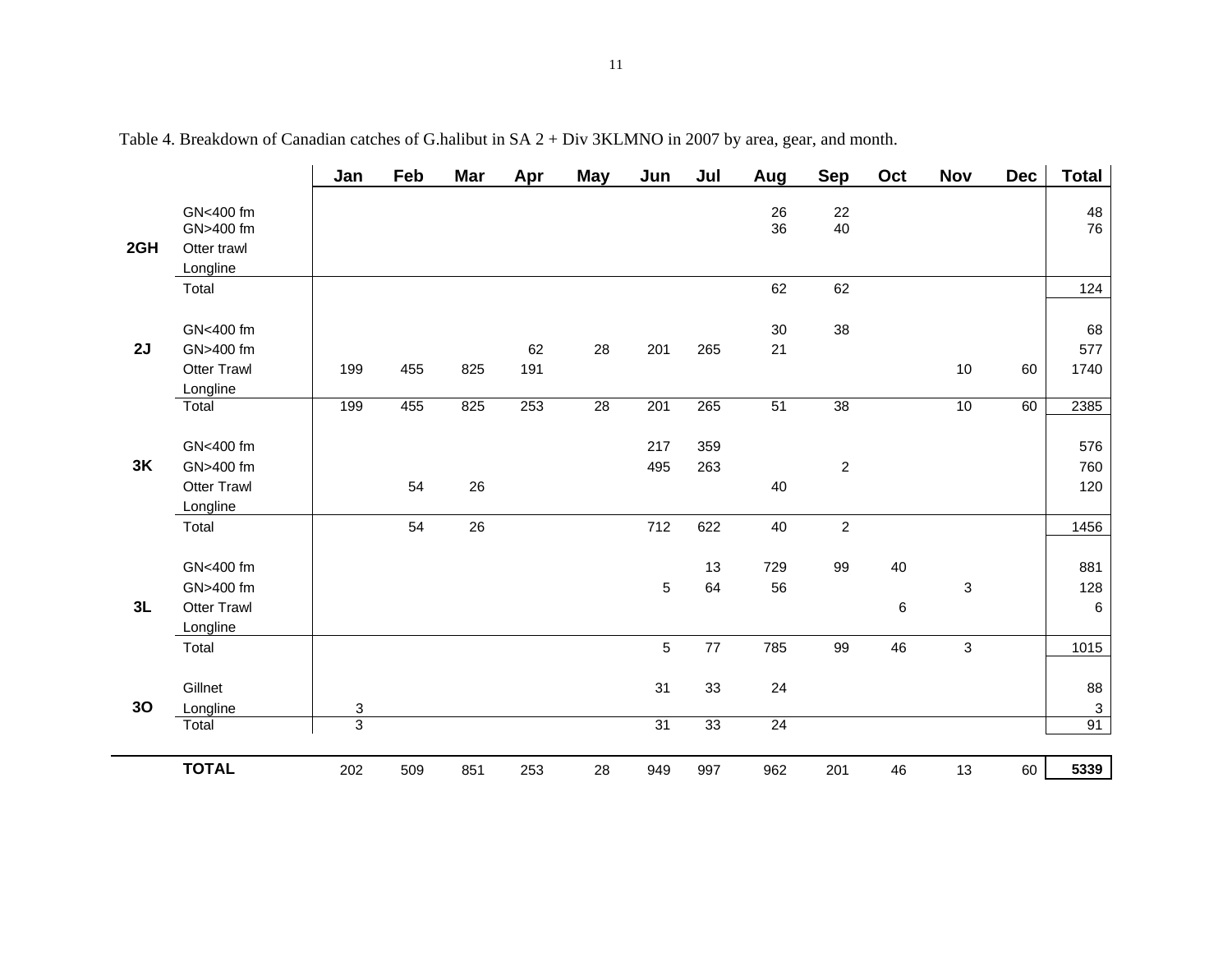Table 4. Breakdown of Canadian catches of G.halibut in SA 2 + Div 3KLMNO in 2007 by area, gear, and month.

| | | Jan | Feb | Mar | Apr | May | Jun | Jul | Aug | Sep | Oct | Nov | Dec | Total |
|---|---|---|---|---|---|---|---|---|---|---|---|---|---|---|
| **2GH** | GN<400 fm | | | | | | | | 26 | 22 | | | | 48 |
| | GN>400 fm | | | | | | | | 36 | 40 | | | | 76 |
| | Otter trawl | | | | | | | | | | | | | |
| | Longline | | | | | | | | | | | | | |
| | Total | | | | | | | | 62 | 62 | | | | 124 |
| **2J** | GN<400 fm | | | | | | | | 30 | 38 | | | | 68 |
| | GN>400 fm | | | | 62 | 28 | 201 | 265 | 21 | | | | | 577 |
| | Otter Trawl | 199 | 455 | 825 | 191 | | | | | | | 10 | 60 | 1740 |
| | Longline | | | | | | | | | | | | | |
| | Total | 199 | 455 | 825 | 253 | 28 | 201 | 265 | 51 | 38 | | 10 | 60 | 2385 |
| **3K** | GN<400 fm | | | | | | 217 | 359 | | | | | | 576 |
| | GN>400 fm | | | | | | 495 | 263 | | 2 | | | | 760 |
| | Otter Trawl | | 54 | 26 | | | | | 40 | | | | | 120 |
| | Longline | | | | | | | | | | | | | |
| | Total | | 54 | 26 | | | 712 | 622 | 40 | 2 | | | | 1456 |
| **3L** | GN<400 fm | | | | | | | 13 | 729 | 99 | 40 | | | 881 |
| | GN>400 fm | | | | | | 5 | 64 | 56 | | | 3 | | 128 |
| | Otter Trawl | | | | | | | | | | 6 | | | 6 |
| | Longline | | | | | | | | | | | | | |
| | Total | | | | | | 5 | 77 | 785 | 99 | 46 | 3 | | 1015 |
| **3O** | Gillnet | | | | | | 31 | 33 | 24 | | | | | 88 |
| | Longline | 3 | | | | | | | | | | | | 3 |
| | Total | 3 | | | | | 31 | 33 | 24 | | | | | 91 |
| | **TOTAL** | 202 | 509 | 851 | 253 | 28 | 949 | 997 | 962 | 201 | 46 | 13 | 60 | **5339** |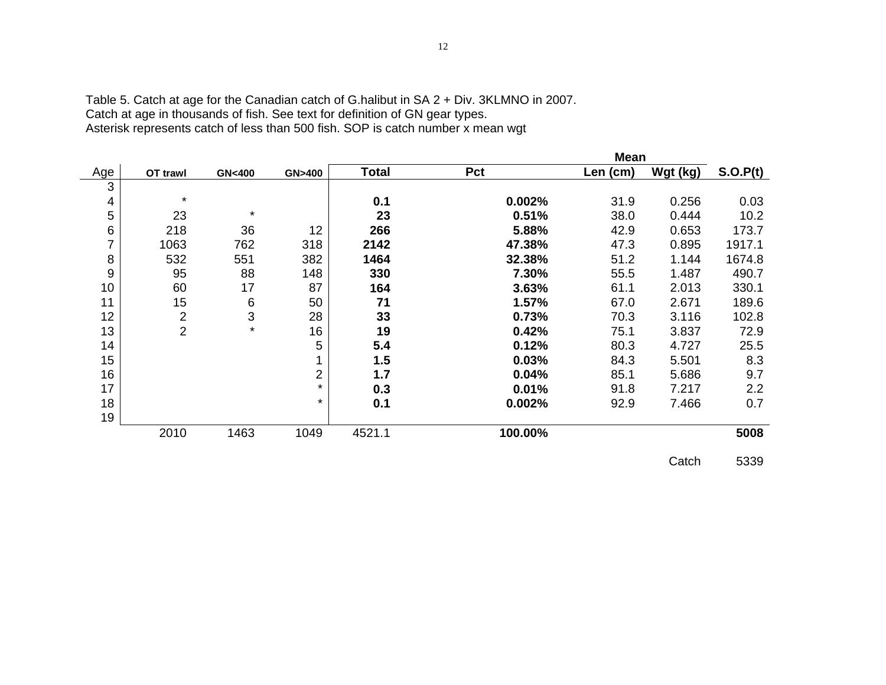Table 5. Catch at age for the Canadian catch of G.halibut in SA 2 + Div. 3KLMNO in 2007.
Catch at age in thousands of fish. See text for definition of GN gear types.
Asterisk represents catch of less than 500 fish. SOP is catch number x mean wgt

| Age | OT trawl | GN<400 | GN>400 | Total | Pct | Mean Len (cm) | Mean Wgt (kg) | S.O.P(t) |
|---|---|---|---|---|---|---|---|---|
| 3 | | | | | | | | |
| 4 | * | | | **0.1** | **0.002%** | 31.9 | 0.256 | 0.03 |
| 5 | 23 | * | | **23** | **0.51%** | 38.0 | 0.444 | 10.2 |
| 6 | 218 | 36 | 12 | **266** | **5.88%** | 42.9 | 0.653 | 173.7 |
| 7 | 1063 | 762 | 318 | **2142** | **47.38%** | 47.3 | 0.895 | 1917.1 |
| 8 | 532 | 551 | 382 | **1464** | **32.38%** | 51.2 | 1.144 | 1674.8 |
| 9 | 95 | 88 | 148 | **330** | **7.30%** | 55.5 | 1.487 | 490.7 |
| 10 | 60 | 17 | 87 | **164** | **3.63%** | 61.1 | 2.013 | 330.1 |
| 11 | 15 | 6 | 50 | **71** | **1.57%** | 67.0 | 2.671 | 189.6 |
| 12 | 2 | 3 | 28 | **33** | **0.73%** | 70.3 | 3.116 | 102.8 |
| 13 | 2 | * | 16 | **19** | **0.42%** | 75.1 | 3.837 | 72.9 |
| 14 | | | 5 | **5.4** | **0.12%** | 80.3 | 4.727 | 25.5 |
| 15 | | | 1 | **1.5** | **0.03%** | 84.3 | 5.501 | 8.3 |
| 16 | | | 2 | **1.7** | **0.04%** | 85.1 | 5.686 | 9.7 |
| 17 | | | * | **0.3** | **0.01%** | 91.8 | 7.217 | 2.2 |
| 18 | | | * | **0.1** | **0.002%** | 92.9 | 7.466 | 0.7 |
| 19 | | | | | | | | |
| | 2010 | 1463 | 1049 | 4521.1 | **100.00%** | | | **5008** |
| | | | | | | | Catch | 5339 |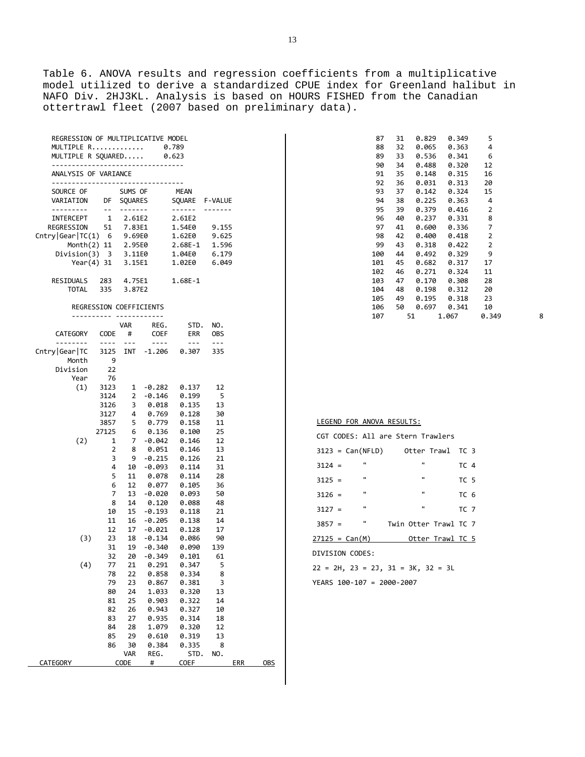Table 6. ANOVA results and regression coefficients from a multiplicative model utilized to derive a standardized CPUE index for Greenland halibut in NAFO Div. 2HJ3KL. Analysis is based on HOURS FISHED from the Canadian ottertrawl fleet (2007 based on preliminary data).

REGRESSION OF MULTIPLICATIVE MODEL

MULTIPLE R............. 0.789

MULTIPLE R SQUARED..... 0.623

ANALYSIS OF VARIANCE

| SOURCE OF VARIATION | DF | SUMS OF SQUARES | MEAN SQUARE | F-VALUE |
|---|---|---|---|---|
| INTERCEPT | 1 | 2.61E2 | 2.61E2 | |
| REGRESSION | 51 | 7.83E1 | 1.54E0 | 9.155 |
| Cntry\|Gear\|TC(1) | 6 | 9.69E0 | 1.62E0 | 9.625 |
| Month(2) | 11 | 2.95E0 | 2.68E-1 | 1.596 |
| Division(3) | 3 | 3.11E0 | 1.04E0 | 6.179 |
| Year(4) | 31 | 3.15E1 | 1.02E0 | 6.049 |
| RESIDUALS | 283 | 4.75E1 | 1.68E-1 | |
| TOTAL | 335 | 3.87E2 | | |

REGRESSION COEFFICIENTS

| CATEGORY | CODE | VAR # | REG. COEF | STD. ERR | NO. OBS |
|---|---|---|---|---|---|
| Cntry\|Gear\|TC | 3125 | INT | -1.206 | 0.307 | 335 |
| Month | 9 | | | | |
| Division | 22 | | | | |
| Year | 76 | | | | |
| (1) | 3123 | 1 | -0.282 | 0.137 | 12 |
| | 3124 | 2 | -0.146 | 0.199 | 5 |
| | 3126 | 3 | 0.018 | 0.135 | 13 |
| | 3127 | 4 | 0.769 | 0.128 | 30 |
| | 3857 | 5 | 0.779 | 0.158 | 11 |
| | 27125 | 6 | 0.136 | 0.100 | 25 |
| (2) | 1 | 7 | -0.042 | 0.146 | 12 |
| | 2 | 8 | 0.051 | 0.146 | 13 |
| | 3 | 9 | -0.215 | 0.126 | 21 |
| | 4 | 10 | -0.093 | 0.114 | 31 |
| | 5 | 11 | 0.078 | 0.114 | 28 |
| | 6 | 12 | 0.077 | 0.105 | 36 |
| | 7 | 13 | -0.020 | 0.093 | 50 |
| | 8 | 14 | 0.120 | 0.088 | 48 |
| | 10 | 15 | -0.193 | 0.118 | 21 |
| | 11 | 16 | -0.205 | 0.138 | 14 |
| | 12 | 17 | -0.021 | 0.128 | 17 |
| (3) | 23 | 18 | -0.134 | 0.086 | 90 |
| | 31 | 19 | -0.340 | 0.090 | 139 |
| | 32 | 20 | -0.349 | 0.101 | 61 |
| (4) | 77 | 21 | 0.291 | 0.347 | 5 |
| | 78 | 22 | 0.858 | 0.334 | 8 |
| | 79 | 23 | 0.867 | 0.381 | 3 |
| | 80 | 24 | 1.033 | 0.320 | 13 |
| | 81 | 25 | 0.903 | 0.322 | 14 |
| | 82 | 26 | 0.943 | 0.327 | 10 |
| | 83 | 27 | 0.935 | 0.314 | 18 |
| | 84 | 28 | 1.079 | 0.320 | 12 |
| | 85 | 29 | 0.610 | 0.319 | 13 |
| | 86 | 30 | 0.384 | 0.335 | 8 |
| | 87 | 31 | 0.829 | 0.349 | 5 |
| | 88 | 32 | 0.065 | 0.363 | 4 |
| | 89 | 33 | 0.536 | 0.341 | 6 |
| | 90 | 34 | 0.488 | 0.320 | 12 |
| | 91 | 35 | 0.148 | 0.315 | 16 |
| | 92 | 36 | 0.031 | 0.313 | 20 |
| | 93 | 37 | 0.142 | 0.324 | 15 |
| | 94 | 38 | 0.225 | 0.363 | 4 |
| | 95 | 39 | 0.379 | 0.416 | 2 |
| | 96 | 40 | 0.237 | 0.331 | 8 |
| | 97 | 41 | 0.600 | 0.336 | 7 |
| | 98 | 42 | 0.400 | 0.418 | 2 |
| | 99 | 43 | 0.318 | 0.422 | 2 |
| | 100 | 44 | 0.492 | 0.329 | 9 |
| | 101 | 45 | 0.682 | 0.317 | 17 |
| | 102 | 46 | 0.271 | 0.324 | 11 |
| | 103 | 47 | 0.170 | 0.308 | 28 |
| | 104 | 48 | 0.198 | 0.312 | 20 |
| | 105 | 49 | 0.195 | 0.318 | 23 |
| | 106 | 50 | 0.697 | 0.341 | 10 |
| | 107 | 51 | 1.067 | 0.349 | 8 |

LEGEND FOR ANOVA RESULTS:

CGT CODES: All are Stern Trawlers

| Code | Country | Gear | TC |
|---|---|---|---|
| 3123 | Can(NFLD) | Otter Trawl | TC 3 |
| 3124 | " | " | TC 4 |
| 3125 | " | " | TC 5 |
| 3126 | " | " | TC 6 |
| 3127 | " | " | TC 7 |
| 3857 | " | Twin Otter Trawl | TC 7 |
| 27125 | Can(M) | Otter Trawl | TC 5 |

DIVISION CODES:

22 = 2H, 23 = 2J, 31 = 3K, 32 = 3L

YEARS 100-107 = 2000-2007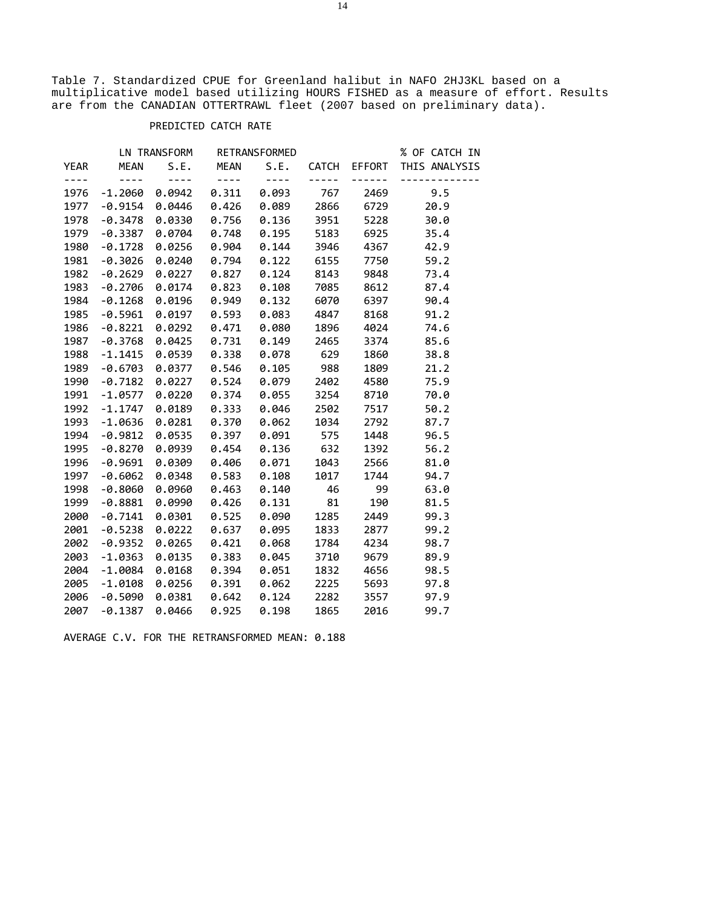Table 7. Standardized CPUE for Greenland halibut in NAFO 2HJ3KL based on a multiplicative model based utilizing HOURS FISHED as a measure of effort. Results are from the CANADIAN OTTERTRAWL fleet (2007 based on preliminary data).

PREDICTED CATCH RATE

| YEAR | LN TRANSFORM MEAN | LN TRANSFORM S.E. | RETRANSFORMED MEAN | RETRANSFORMED S.E. | CATCH | EFFORT | % OF CATCH IN THIS ANALYSIS |
|---|---|---|---|---|---|---|---|
| 1976 | -1.2060 | 0.0942 | 0.311 | 0.093 | 767 | 2469 | 9.5 |
| 1977 | -0.9154 | 0.0446 | 0.426 | 0.089 | 2866 | 6729 | 20.9 |
| 1978 | -0.3478 | 0.0330 | 0.756 | 0.136 | 3951 | 5228 | 30.0 |
| 1979 | -0.3387 | 0.0704 | 0.748 | 0.195 | 5183 | 6925 | 35.4 |
| 1980 | -0.1728 | 0.0256 | 0.904 | 0.144 | 3946 | 4367 | 42.9 |
| 1981 | -0.3026 | 0.0240 | 0.794 | 0.122 | 6155 | 7750 | 59.2 |
| 1982 | -0.2629 | 0.0227 | 0.827 | 0.124 | 8143 | 9848 | 73.4 |
| 1983 | -0.2706 | 0.0174 | 0.823 | 0.108 | 7085 | 8612 | 87.4 |
| 1984 | -0.1268 | 0.0196 | 0.949 | 0.132 | 6070 | 6397 | 90.4 |
| 1985 | -0.5961 | 0.0197 | 0.593 | 0.083 | 4847 | 8168 | 91.2 |
| 1986 | -0.8221 | 0.0292 | 0.471 | 0.080 | 1896 | 4024 | 74.6 |
| 1987 | -0.3768 | 0.0425 | 0.731 | 0.149 | 2465 | 3374 | 85.6 |
| 1988 | -1.1415 | 0.0539 | 0.338 | 0.078 | 629 | 1860 | 38.8 |
| 1989 | -0.6703 | 0.0377 | 0.546 | 0.105 | 988 | 1809 | 21.2 |
| 1990 | -0.7182 | 0.0227 | 0.524 | 0.079 | 2402 | 4580 | 75.9 |
| 1991 | -1.0577 | 0.0220 | 0.374 | 0.055 | 3254 | 8710 | 70.0 |
| 1992 | -1.1747 | 0.0189 | 0.333 | 0.046 | 2502 | 7517 | 50.2 |
| 1993 | -1.0636 | 0.0281 | 0.370 | 0.062 | 1034 | 2792 | 87.7 |
| 1994 | -0.9812 | 0.0535 | 0.397 | 0.091 | 575 | 1448 | 96.5 |
| 1995 | -0.8270 | 0.0939 | 0.454 | 0.136 | 632 | 1392 | 56.2 |
| 1996 | -0.9691 | 0.0309 | 0.406 | 0.071 | 1043 | 2566 | 81.0 |
| 1997 | -0.6062 | 0.0348 | 0.583 | 0.108 | 1017 | 1744 | 94.7 |
| 1998 | -0.8060 | 0.0960 | 0.463 | 0.140 | 46 | 99 | 63.0 |
| 1999 | -0.8881 | 0.0990 | 0.426 | 0.131 | 81 | 190 | 81.5 |
| 2000 | -0.7141 | 0.0301 | 0.525 | 0.090 | 1285 | 2449 | 99.3 |
| 2001 | -0.5238 | 0.0222 | 0.637 | 0.095 | 1833 | 2877 | 99.2 |
| 2002 | -0.9352 | 0.0265 | 0.421 | 0.068 | 1784 | 4234 | 98.7 |
| 2003 | -1.0363 | 0.0135 | 0.383 | 0.045 | 3710 | 9679 | 89.9 |
| 2004 | -1.0084 | 0.0168 | 0.394 | 0.051 | 1832 | 4656 | 98.5 |
| 2005 | -1.0108 | 0.0256 | 0.391 | 0.062 | 2225 | 5693 | 97.8 |
| 2006 | -0.5090 | 0.0381 | 0.642 | 0.124 | 2282 | 3557 | 97.9 |
| 2007 | -0.1387 | 0.0466 | 0.925 | 0.198 | 1865 | 2016 | 99.7 |

AVERAGE C.V. FOR THE RETRANSFORMED MEAN: 0.188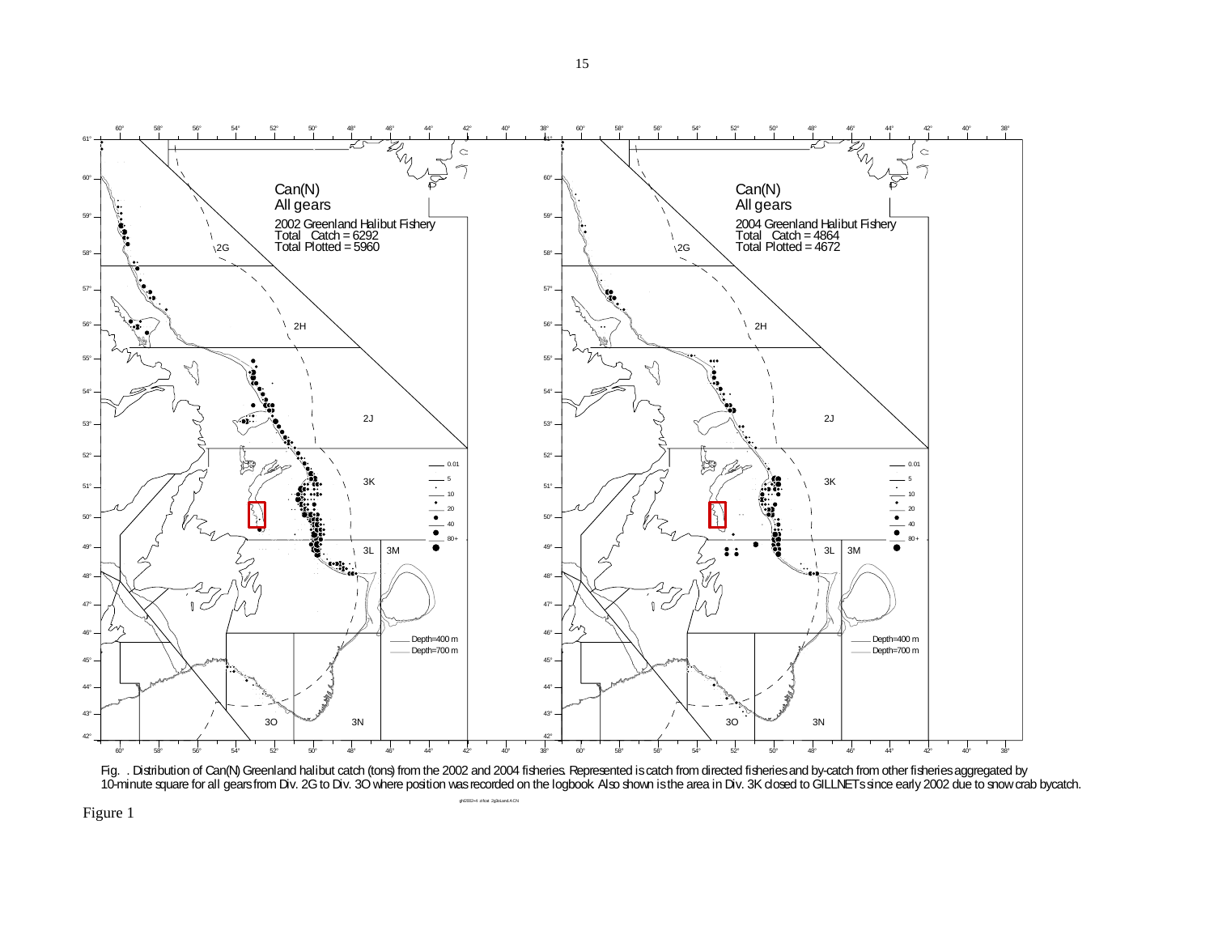Fig. . Distribution of Can(N) Greenland halibut catch (tons) from the 2002 and 2004 fisheries. Represented is catch from directed fisheries and by-catch from other fisheries aggregated by 10-minute square for all gears from Div. 2G to Div. 3O where position was recorded on the logbook. Also shown is the area in Div. 3K closed to GILLNETs since early 2002 due to snow crab bycatch.

Figure 1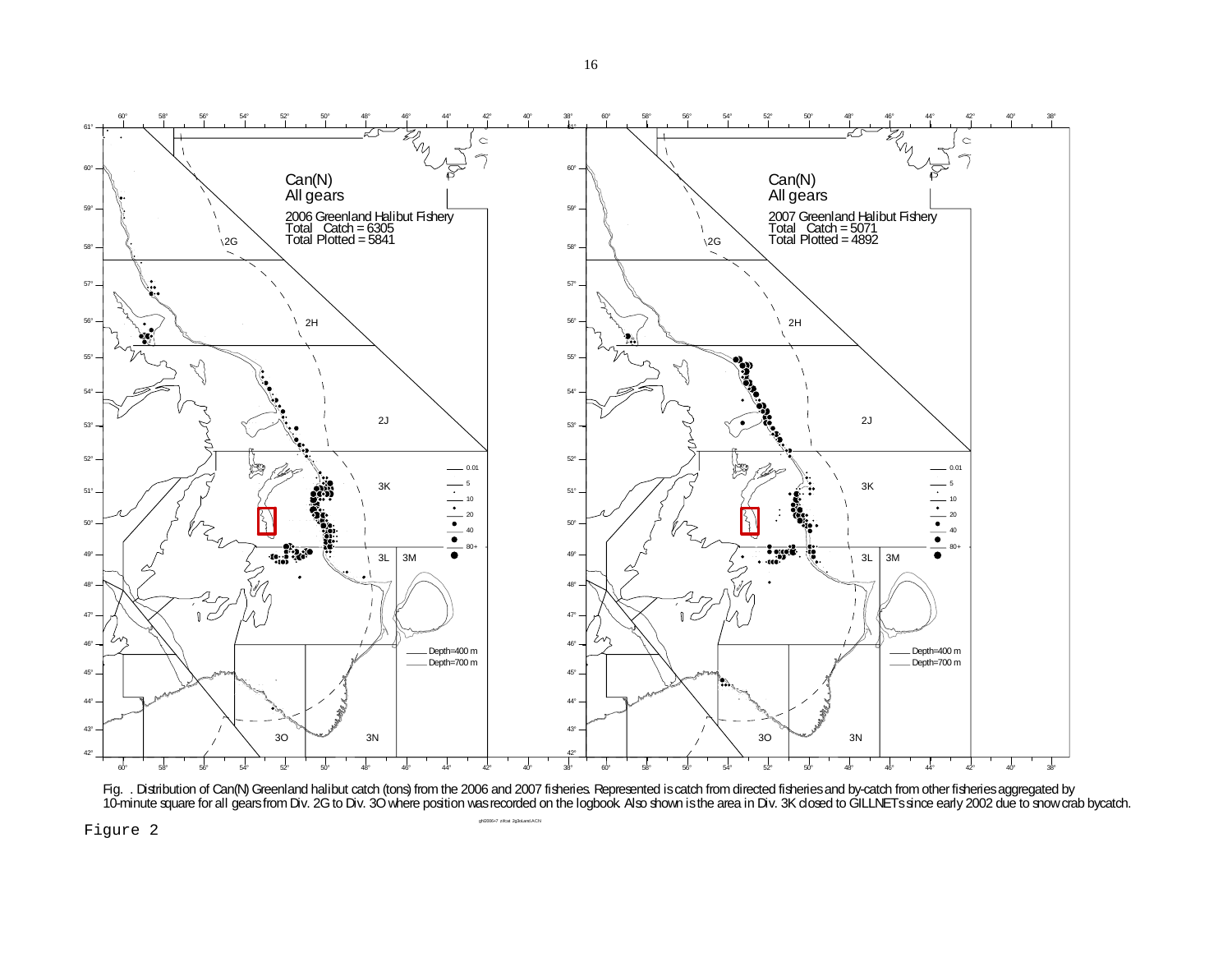Fig. . Distribution of Can(N) Greenland halibut catch (tons) from the 2006 and 2007 fisheries. Represented is catch from directed fisheries and by-catch from other fisheries aggregated by 10-minute square for all gears from Div. 2G to Div. 3O where position was recorded on the logbook. Also shown is the area in Div. 3K closed to GILLNETs since early 2002 due to snow crab bycatch.

Figure 2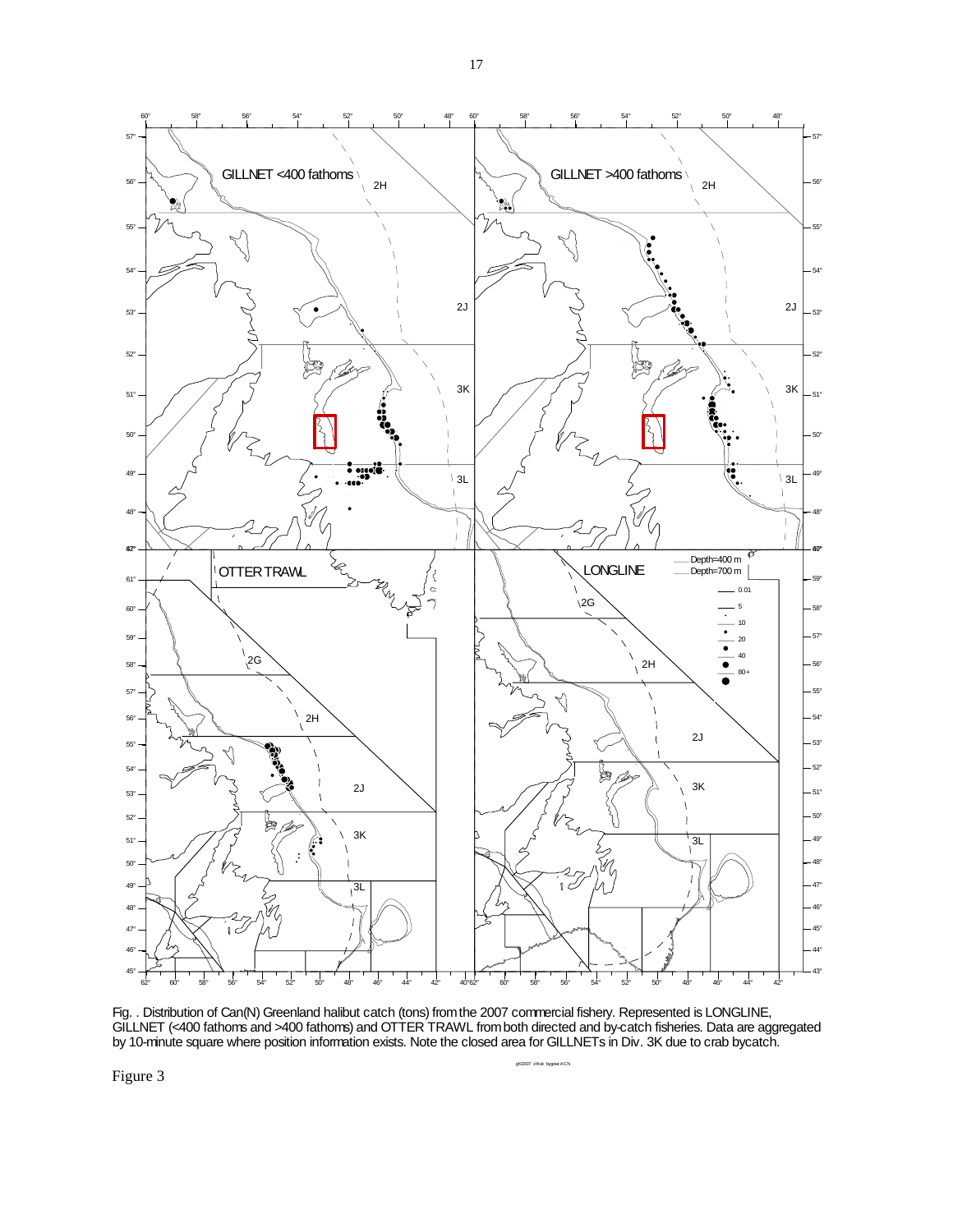Fig. . Distribution of Can(N) Greenland halibut catch (tons) from the 2007 commercial fishery. Represented is LONGLINE, GILLNET (<400 fathoms and >400 fathoms) and OTTER TRAWL from both directed and by-catch fisheries. Data are aggregated by 10-minute square where position information exists. Note the closed area for GILLNETs in Div. 3K due to crab bycatch.

Figure 3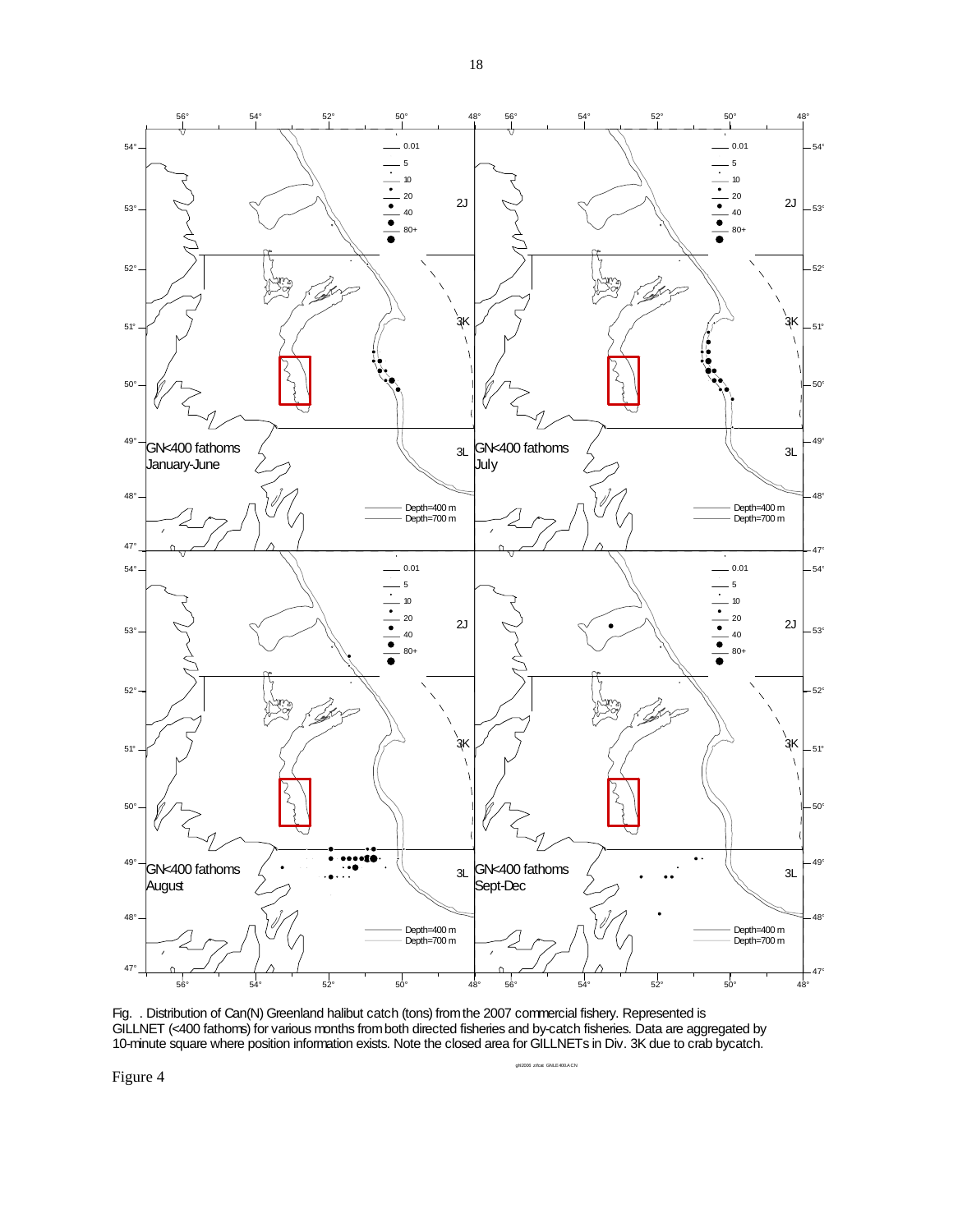Fig. . Distribution of Can(N) Greenland halibut catch (tons) from the 2007 commercial fishery. Represented is GILLNET (<400 fathoms) for various months from both directed fisheries and by-catch fisheries. Data are aggregated by 10-minute square where position information exists. Note the closed area for GILLNETs in Div. 3K due to crab bycatch.

Figure 4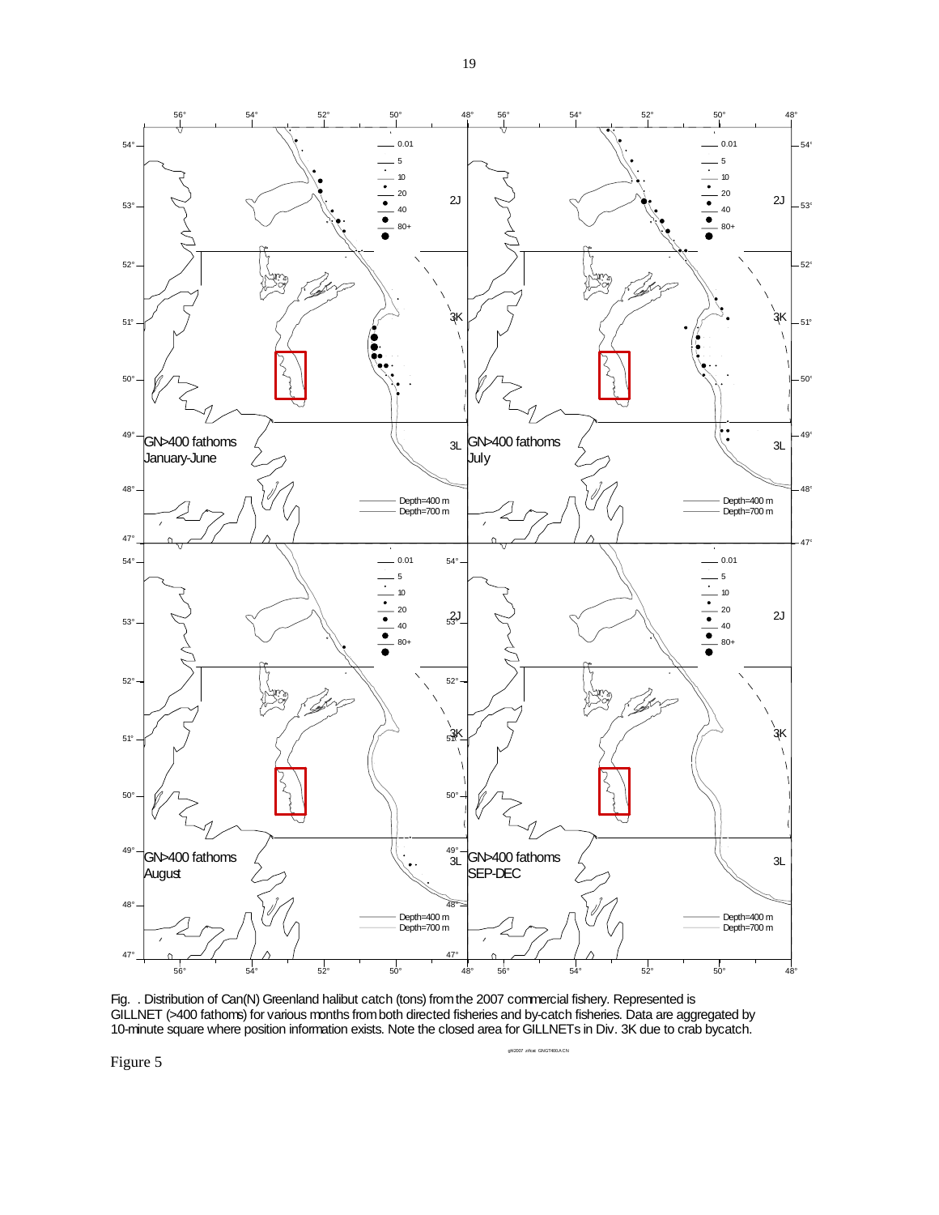Fig. . Distribution of Can(N) Greenland halibut catch (tons) from the 2007 commercial fishery. Represented is GILLNET (>400 fathoms) for various months from both directed fisheries and by-catch fisheries. Data are aggregated by 10-minute square where position information exists. Note the closed area for GILLNETs in Div. 3K due to crab bycatch.

Figure 5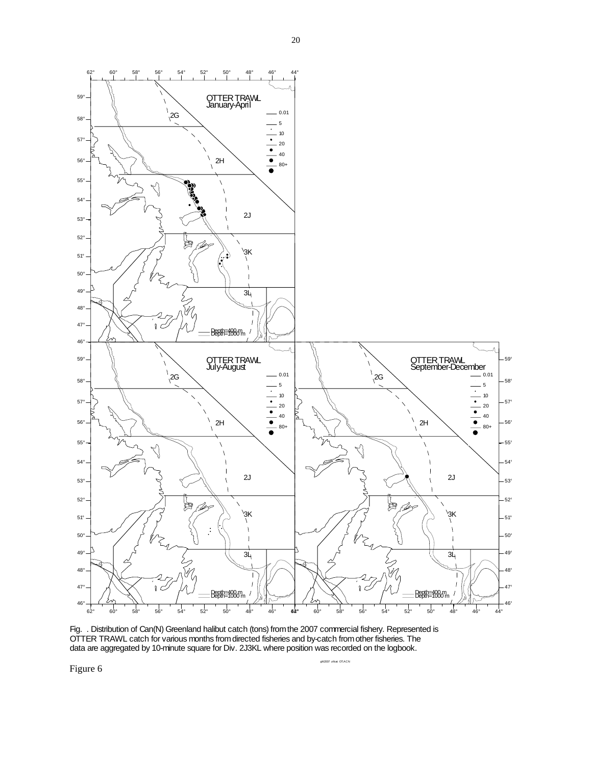Fig. . Distribution of Can(N) Greenland halibut catch (tons) from the 2007 commercial fishery. Represented is OTTER TRAWL catch for various months from directed fisheries and by-catch from other fisheries. The data are aggregated by 10-minute square for Div. 2J3KL where position was recorded on the logbook.

Figure 6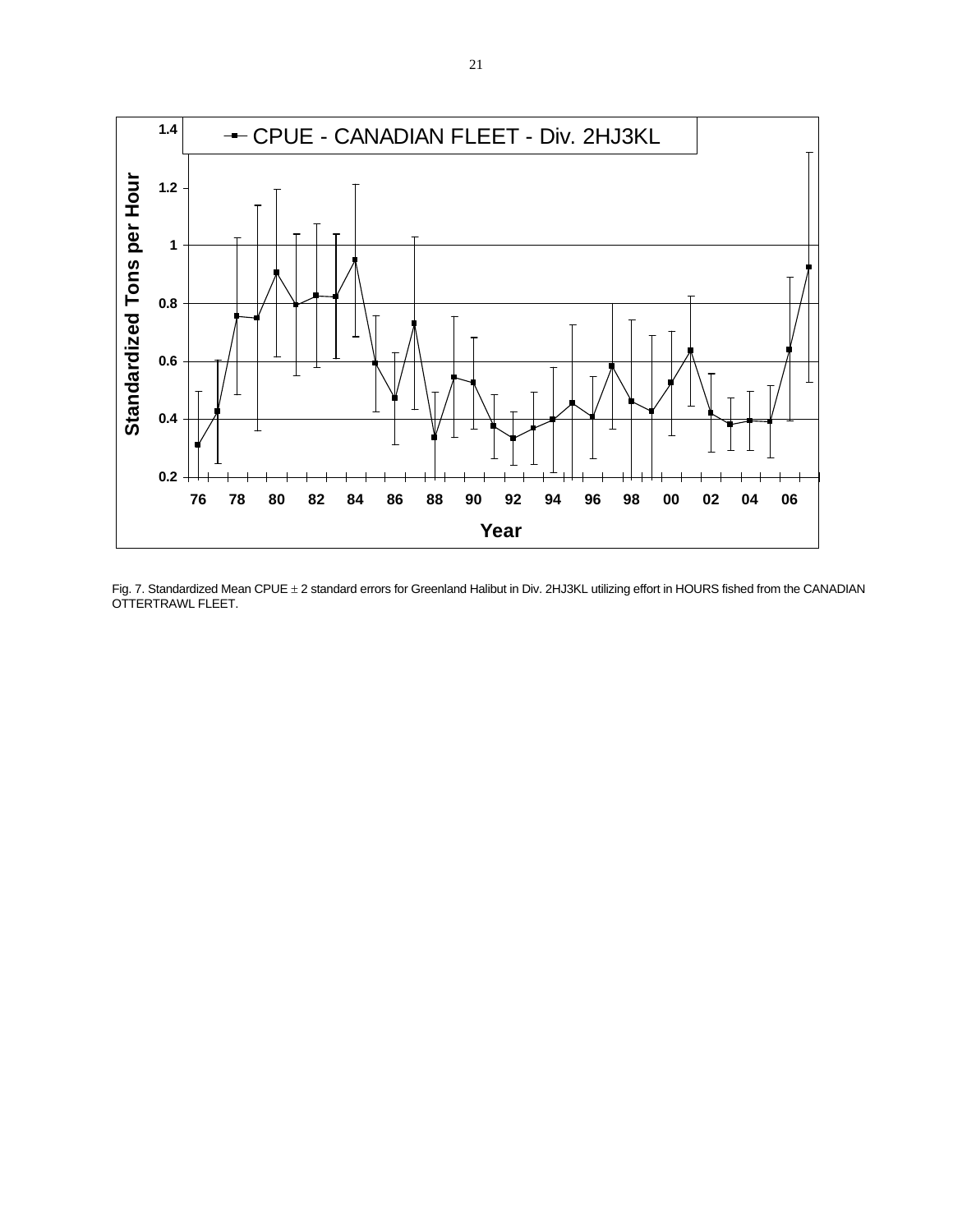CPUE - CANADIAN FLEET - Div. 2HJ3KL

Standardized Tons per Hour

1.4
1.2
1
0.8
0.6
0.4
0.2

76 78 80 82 84 86 88 90 92 94 96 98 00 02 04 06

Year

Fig. 7. Standardized Mean CPUE ± 2 standard errors for Greenland Halibut in Div. 2HJ3KL utilizing effort in HOURS fished from the CANADIAN OTTERTRAWL FLEET.